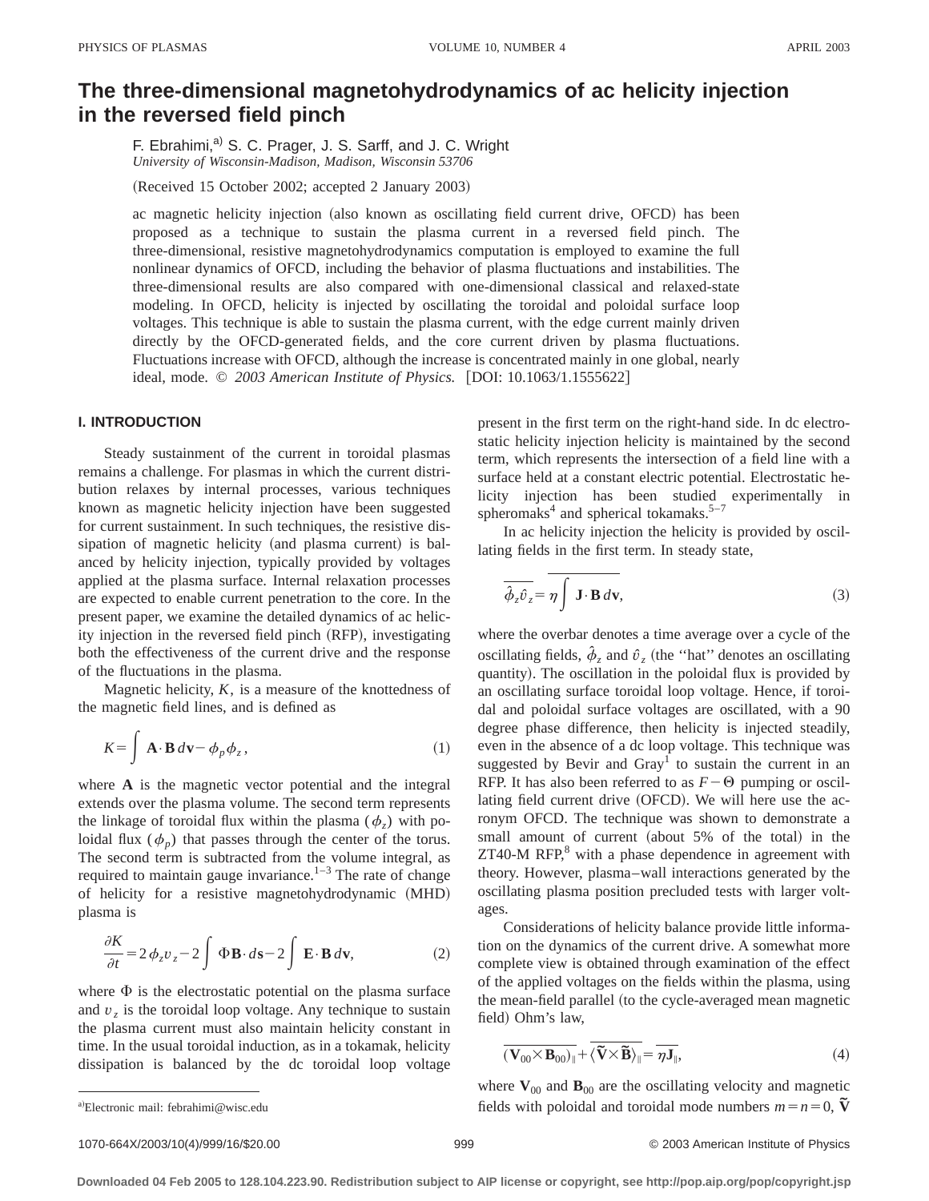# The three-dimensional magnetohydrodynamics of ac helicity injection in the reversed field pinch

F. Ebrahimi,[a] S. C. Prager, J. S. Sarff, and J. C. Wright

*University of Wisconsin-Madison, Madison, Wisconsin 53706*

(Received 15 October 2002; accepted 2 January 2003)

ac magnetic helicity injection (also known as oscillating field current drive, OFCD) has been proposed as a technique to sustain the plasma current in a reversed field pinch. The three-dimensional, resistive magnetohydrodynamics computation is employed to examine the full nonlinear dynamics of OFCD, including the behavior of plasma fluctuations and instabilities. The three-dimensional results are also compared with one-dimensional classical and relaxed-state modeling. In OFCD, helicity is injected by oscillating the toroidal and poloidal surface loop voltages. This technique is able to sustain the plasma current, with the edge current mainly driven directly by the OFCD-generated fields, and the core current driven by plasma fluctuations. Fluctuations increase with OFCD, although the increase is concentrated mainly in one global, nearly ideal, mode. © *2003 American Institute of Physics.* [DOI: 10.1063/1.1555622]

## I. INTRODUCTION

Steady sustainment of the current in toroidal plasmas remains a challenge. For plasmas in which the current distribution relaxes by internal processes, various techniques known as magnetic helicity injection have been suggested for current sustainment. In such techniques, the resistive dissipation of magnetic helicity (and plasma current) is balanced by helicity injection, typically provided by voltages applied at the plasma surface. Internal relaxation processes are expected to enable current penetration to the core. In the present paper, we examine the detailed dynamics of ac helicity injection in the reversed field pinch (RFP), investigating both the effectiveness of the current drive and the response of the fluctuations in the plasma.

Magnetic helicity, $K$, is a measure of the knottedness of the magnetic field lines, and is defined as

$$K=\int \mathbf{A}\cdot\mathbf{B}\,d\mathbf{v}-\phi_p\phi_z, \tag{1}$$

where $\mathbf{A}$ is the magnetic vector potential and the integral extends over the plasma volume. The second term represents the linkage of toroidal flux within the plasma ($\phi_z$) with poloidal flux ($\phi_p$) that passes through the center of the torus. The second term is subtracted from the volume integral, as required to maintain gauge invariance.[1–3] The rate of change of helicity for a resistive magnetohydrodynamic (MHD) plasma is

$$\frac{\partial K}{\partial t}=2\phi_z v_z-2\int \Phi\mathbf{B}\cdot d\mathbf{s}-2\int \mathbf{E}\cdot\mathbf{B}\,d\mathbf{v}, \tag{2}$$

where $\Phi$ is the electrostatic potential on the plasma surface and $v_z$ is the toroidal loop voltage. Any technique to sustain the plasma current must also maintain helicity constant in time. In the usual toroidal induction, as in a tokamak, helicity dissipation is balanced by the dc toroidal loop voltage present in the first term on the right-hand side. In dc electrostatic helicity injection helicity is maintained by the second term, which represents the intersection of a field line with a surface held at a constant electric potential. Electrostatic helicity injection has been studied experimentally in spheromaks[4] and spherical tokamaks.[5–7]

In ac helicity injection the helicity is provided by oscillating fields in the first term. In steady state,

$$\overline{\hat{\phi}_z\hat{v}_z}=\eta\overline{\int \mathbf{J}\cdot\mathbf{B}\,d\mathbf{v}}, \tag{3}$$

where the overbar denotes a time average over a cycle of the oscillating fields, $\hat{\phi}_z$ and $\hat{v}_z$ (the "hat" denotes an oscillating quantity). The oscillation in the poloidal flux is provided by an oscillating surface toroidal loop voltage. Hence, if toroidal and poloidal surface voltages are oscillated, with a 90 degree phase difference, then helicity is injected steadily, even in the absence of a dc loop voltage. This technique was suggested by Bevir and Gray[1] to sustain the current in an RFP. It has also been referred to as $F-\Theta$ pumping or oscillating field current drive (OFCD). We will here use the acronym OFCD. The technique was shown to demonstrate a small amount of current (about 5% of the total) in the ZT40-M RFP,[8] with a phase dependence in agreement with theory. However, plasma–wall interactions generated by the oscillating plasma position precluded tests with larger voltages.

Considerations of helicity balance provide little information on the dynamics of the current drive. A somewhat more complete view is obtained through examination of the effect of the applied voltages on the fields within the plasma, using the mean-field parallel (to the cycle-averaged mean magnetic field) Ohm's law,

$$\overline{(\mathbf{V}_{00}\times\mathbf{B}_{00})_{\parallel}}+\overline{\langle\tilde{\mathbf{V}}\times\tilde{\mathbf{B}}\rangle_{\parallel}}=\overline{\eta\mathbf{J}_{\parallel}}, \tag{4}$$

where $\mathbf{V}_{00}$ and $\mathbf{B}_{00}$ are the oscillating velocity and magnetic fields with poloidal and toroidal mode numbers $m=n=0$, $\tilde{\mathbf{V}}$

[a] Electronic mail: febrahimi@wisc.edu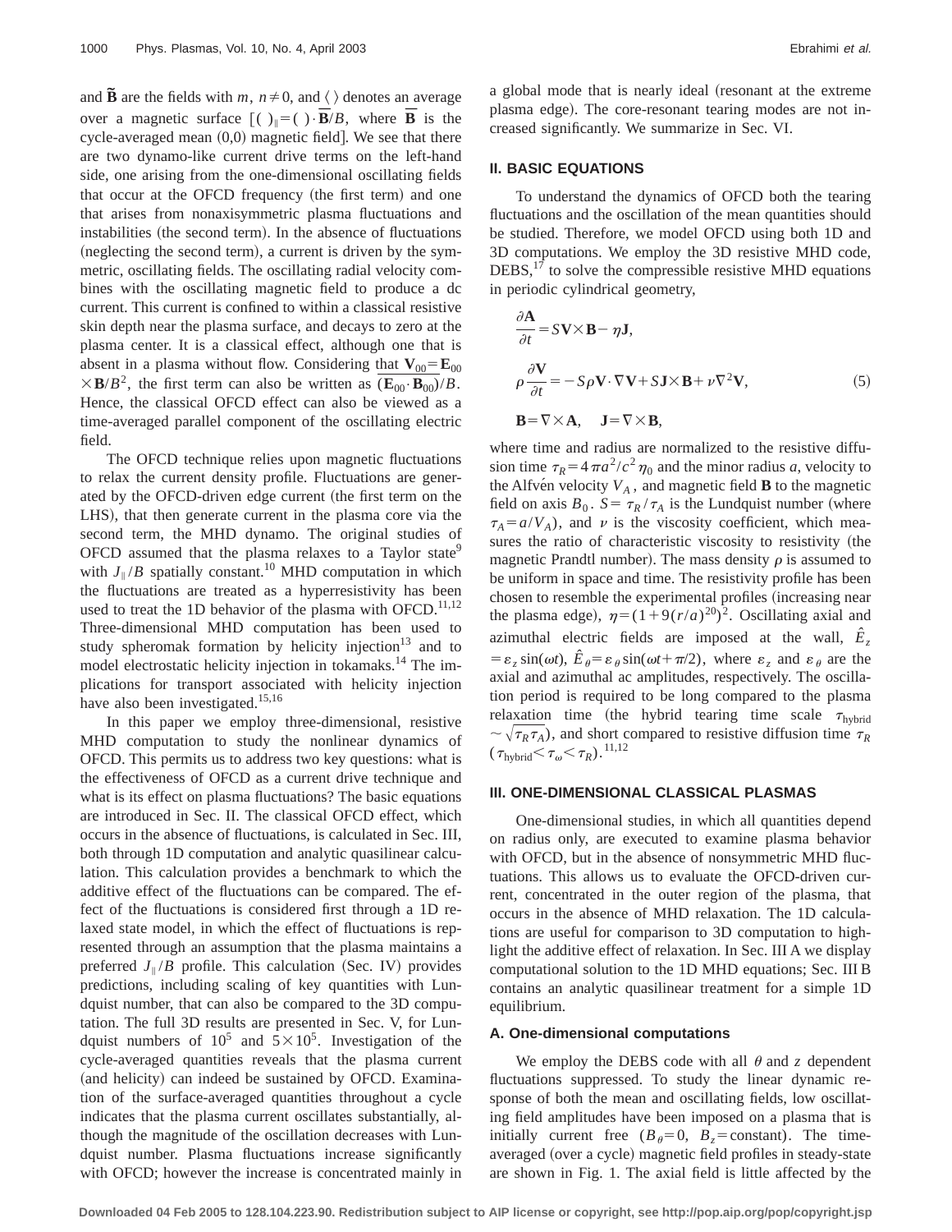and $\tilde{\mathbf{B}}$ are the fields with $m$, $n \neq 0$, and $\langle \rangle$ denotes an average over a magnetic surface $[(\ )_\parallel = (\ ) \cdot \overline{\mathbf{B}}/B$, where $\overline{\mathbf{B}}$ is the cycle-averaged mean (0,0) magnetic field]. We see that there are two dynamo-like current drive terms on the left-hand side, one arising from the one-dimensional oscillating fields that occur at the OFCD frequency (the first term) and one that arises from nonaxisymmetric plasma fluctuations and instabilities (the second term). In the absence of fluctuations (neglecting the second term), a current is driven by the symmetric, oscillating fields. The oscillating radial velocity combines with the oscillating magnetic field to produce a dc current. This current is confined to within a classical resistive skin depth near the plasma surface, and decays to zero at the plasma center. It is a classical effect, although one that is absent in a plasma without flow. Considering that $\mathbf{V}_{00} = \mathbf{E}_{00} \times \mathbf{B}/B^2$, the first term can also be written as $\overline{(\mathbf{E}_{00} \cdot \mathbf{B}_{00})}/B$. Hence, the classical OFCD effect can also be viewed as a time-averaged parallel component of the oscillating electric field.

The OFCD technique relies upon magnetic fluctuations to relax the current density profile. Fluctuations are generated by the OFCD-driven edge current (the first term on the LHS), that then generate current in the plasma core via the second term, the MHD dynamo. The original studies of OFCD assumed that the plasma relaxes to a Taylor state[9] with $J_\parallel/B$ spatially constant.[10] MHD computation in which the fluctuations are treated as a hyperresistivity has been used to treat the 1D behavior of the plasma with OFCD.[11,12] Three-dimensional MHD computation has been used to study spheromak formation by helicity injection[13] and to model electrostatic helicity injection in tokamaks.[14] The implications for transport associated with helicity injection have also been investigated.[15,16]

In this paper we employ three-dimensional, resistive MHD computation to study the nonlinear dynamics of OFCD. This permits us to address two key questions: what is the effectiveness of OFCD as a current drive technique and what is its effect on plasma fluctuations? The basic equations are introduced in Sec. II. The classical OFCD effect, which occurs in the absence of fluctuations, is calculated in Sec. III, both through 1D computation and analytic quasilinear calculation. This calculation provides a benchmark to which the additive effect of the fluctuations can be compared. The effect of the fluctuations is considered first through a 1D relaxed state model, in which the effect of fluctuations is represented through an assumption that the plasma maintains a preferred $J_\parallel/B$ profile. This calculation (Sec. IV) provides predictions, including scaling of key quantities with Lundquist number, that can also be compared to the 3D computation. The full 3D results are presented in Sec. V, for Lundquist numbers of $10^5$ and $5\times10^5$. Investigation of the cycle-averaged quantities reveals that the plasma current (and helicity) can indeed be sustained by OFCD. Examination of the surface-averaged quantities throughout a cycle indicates that the plasma current oscillates substantially, although the magnitude of the oscillation decreases with Lundquist number. Plasma fluctuations increase significantly with OFCD; however the increase is concentrated mainly in a global mode that is nearly ideal (resonant at the extreme plasma edge). The core-resonant tearing modes are not increased significantly. We summarize in Sec. VI.

## II. BASIC EQUATIONS

To understand the dynamics of OFCD both the tearing fluctuations and the oscillation of the mean quantities should be studied. Therefore, we model OFCD using both 1D and 3D computations. We employ the 3D resistive MHD code, DEBS,[17] to solve the compressible resistive MHD equations in periodic cylindrical geometry,

$$\frac{\partial \mathbf{A}}{\partial t} = S\mathbf{V}\times\mathbf{B} - \eta\mathbf{J},$$

$$\rho\frac{\partial \mathbf{V}}{\partial t} = -S\rho\mathbf{V}\cdot\nabla\mathbf{V} + S\mathbf{J}\times\mathbf{B} + \nu\nabla^2\mathbf{V}, \tag{5}$$

$$\mathbf{B} = \nabla\times\mathbf{A}, \quad \mathbf{J} = \nabla\times\mathbf{B},$$

where time and radius are normalized to the resistive diffusion time $\tau_R = 4\pi a^2/c^2\eta_0$ and the minor radius $a$, velocity to the Alfvén velocity $V_A$, and magnetic field $\mathbf{B}$ to the magnetic field on axis $B_0$. $S = \tau_R/\tau_A$ is the Lundquist number (where $\tau_A = a/V_A$), and $\nu$ is the viscosity coefficient, which measures the ratio of characteristic viscosity to resistivity (the magnetic Prandtl number). The mass density $\rho$ is assumed to be uniform in space and time. The resistivity profile has been chosen to resemble the experimental profiles (increasing near the plasma edge), $\eta = (1 + 9(r/a)^{20})^2$. Oscillating axial and azimuthal electric fields are imposed at the wall, $\hat{E}_z = \varepsilon_z \sin(\omega t)$, $\hat{E}_\theta = \varepsilon_\theta \sin(\omega t + \pi/2)$, where $\varepsilon_z$ and $\varepsilon_\theta$ are the axial and azimuthal ac amplitudes, respectively. The oscillation period is required to be long compared to the plasma relaxation time (the hybrid tearing time scale $\tau_{\text{hybrid}} \sim \sqrt{\tau_R\tau_A}$), and short compared to resistive diffusion time $\tau_R$ ($\tau_{\text{hybrid}} < \tau_\omega < \tau_R$).[11,12]

## III. ONE-DIMENSIONAL CLASSICAL PLASMAS

One-dimensional studies, in which all quantities depend on radius only, are executed to examine plasma behavior with OFCD, but in the absence of nonsymmetric MHD fluctuations. This allows us to evaluate the OFCD-driven current, concentrated in the outer region of the plasma, that occurs in the absence of MHD relaxation. The 1D calculations are useful for comparison to 3D computation to highlight the additive effect of relaxation. In Sec. III A we display computational solution to the 1D MHD equations; Sec. III B contains an analytic quasilinear treatment for a simple 1D equilibrium.

### A. One-dimensional computations

We employ the DEBS code with all $\theta$ and $z$ dependent fluctuations suppressed. To study the linear dynamic response of both the mean and oscillating fields, low oscillating field amplitudes have been imposed on a plasma that is initially current free ($B_\theta = 0$, $B_z = \text{constant}$). The time-averaged (over a cycle) magnetic field profiles in steady-state are shown in Fig. 1. The axial field is little affected by the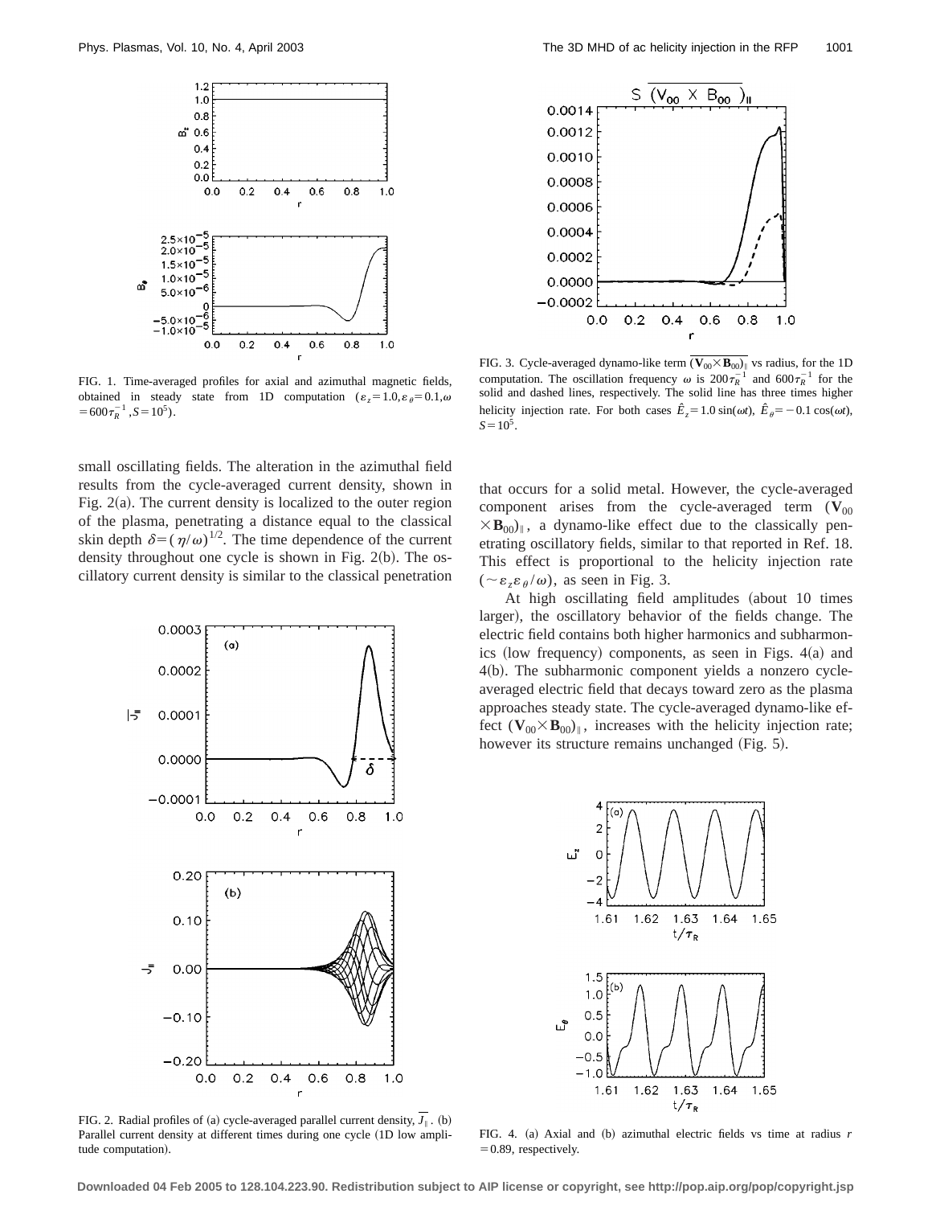FIG. 1. Time-averaged profiles for axial and azimuthal magnetic fields, obtained in steady state from 1D computation ($\epsilon_z = 1.0, \epsilon_\theta = 0.1, \omega = 600\tau_R^{-1}, S = 10^5$).

small oscillating fields. The alteration in the azimuthal field results from the cycle-averaged current density, shown in Fig. 2(a). The current density is localized to the outer region of the plasma, penetrating a distance equal to the classical skin depth $\delta = (\eta/\omega)^{1/2}$. The time dependence of the current density throughout one cycle is shown in Fig. 2(b). The oscillatory current density is similar to the classical penetration that occurs for a solid metal. However, the cycle-averaged component arises from the cycle-averaged term $(\mathbf{V}_{00} \times \mathbf{B}_{00})_\parallel$, a dynamo-like effect due to the classically penetrating oscillatory fields, similar to that reported in Ref. 18. This effect is proportional to the helicity injection rate $(\sim \epsilon_z \epsilon_\theta/\omega)$, as seen in Fig. 3.

At high oscillating field amplitudes (about 10 times larger), the oscillatory behavior of the fields change. The electric field contains both higher harmonics and subharmonics (low frequency) components, as seen in Figs. 4(a) and 4(b). The subharmonic component yields a nonzero cycle-averaged electric field that decays toward zero as the plasma approaches steady state. The cycle-averaged dynamo-like effect $(\mathbf{V}_{00} \times \mathbf{B}_{00})_\parallel$, increases with the helicity injection rate; however its structure remains unchanged (Fig. 5).

FIG. 2. Radial profiles of (a) cycle-averaged parallel current density, $\overline{J_\parallel}$. (b) Parallel current density at different times during one cycle (1D low amplitude computation).

FIG. 3. Cycle-averaged dynamo-like term $\overline{(\mathbf{V}_{00} \times \mathbf{B}_{00})_\parallel}$ vs radius, for the 1D computation. The oscillation frequency $\omega$ is $200\tau_R^{-1}$ and $600\tau_R^{-1}$ for the solid and dashed lines, respectively. The solid line has three times higher helicity injection rate. For both cases $\hat{E}_z = 1.0 \sin(\omega t)$, $\hat{E}_\theta = -0.1 \cos(\omega t)$, $S = 10^5$.

FIG. 4. (a) Axial and (b) azimuthal electric fields vs time at radius $r = 0.89$, respectively.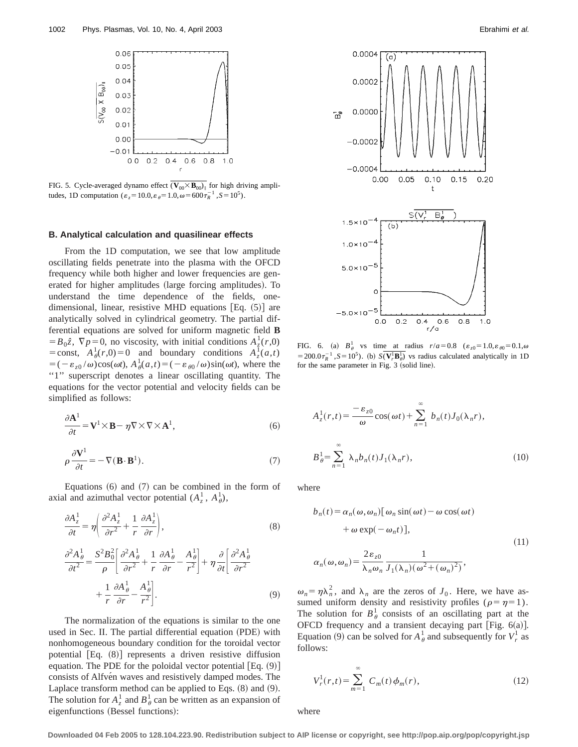FIG. 5. Cycle-averaged dynamo effect $\overline{(\mathbf{V}_{00}\times\mathbf{B}_{00})}_{\|}$ for high driving amplitudes, 1D computation ($\varepsilon_z=10.0,\varepsilon_\theta=1.0,\omega=600\tau_R^{-1},S=10^5$).

### B. Analytical calculation and quasilinear effects

From the 1D computation, we see that low amplitude oscillating fields penetrate into the plasma with the OFCD frequency while both higher and lower frequencies are generated for higher amplitudes (large forcing amplitudes). To understand the time dependence of the fields, one-dimensional, linear, resistive MHD equations [Eq. (5)] are analytically solved in cylindrical geometry. The partial differential equations are solved for uniform magnetic field $\mathbf{B}=B_0\hat{z}$, $\nabla p=0$, no viscosity, with initial conditions $A_z^1(r,0)=\text{const}$, $A_\theta^1(r,0)=0$ and boundary conditions $A_z^1(a,t)=(-\varepsilon_{z0}/\omega)\cos(\omega t)$, $A_\theta^1(a,t)=(-\varepsilon_{\theta 0}/\omega)\sin(\omega t)$, where the "1" superscript denotes a linear oscillating quantity. The equations for the vector potential and velocity fields can be simplified as follows:

$$\frac{\partial \mathbf{A}^1}{\partial t}=\mathbf{V}^1\times\mathbf{B}-\eta\nabla\times\nabla\times\mathbf{A}^1, \tag{6}$$

$$\rho\frac{\partial \mathbf{V}^1}{\partial t}=-\nabla(\mathbf{B}\cdot\mathbf{B}^1). \tag{7}$$

Equations (6) and (7) can be combined in the form of axial and azimuthal vector potential ($A_z^1$, $A_\theta^1$),

$$\frac{\partial A_z^1}{\partial t}=\eta\left(\frac{\partial^2 A_z^1}{\partial r^2}+\frac{1}{r}\frac{\partial A_z^1}{\partial r}\right), \tag{8}$$

$$\frac{\partial^2 A_\theta^1}{\partial t^2}=\frac{S^2B_0^2}{\rho}\left[\frac{\partial^2 A_\theta^1}{\partial r^2}+\frac{1}{r}\frac{\partial A_\theta^1}{\partial r}-\frac{A_\theta^1}{r^2}\right]+\eta\frac{\partial}{\partial t}\left[\frac{\partial^2 A_\theta^1}{\partial r^2}+\frac{1}{r}\frac{\partial A_\theta^1}{\partial r}-\frac{A_\theta^1}{r^2}\right]. \tag{9}$$

The normalization of the equations is similar to the one used in Sec. II. The partial differential equation (PDE) with nonhomogeneous boundary condition for the toroidal vector potential [Eq. (8)] represents a driven resistive diffusion equation. The PDE for the poloidal vector potential [Eq. (9)] consists of Alfvén waves and resistively damped modes. The Laplace transform method can be applied to Eqs. (8) and (9). The solution for $A_z^1$ and $B_\theta^1$ can be written as an expansion of eigenfunctions (Bessel functions):

FIG. 6. (a) $B_\theta^1$ vs time at radius $r/a=0.8$ ($\varepsilon_{z0}=1.0,\varepsilon_{\theta 0}=0.1,\omega=200.0\tau_R^{-1},S=10^5$). (b) $S\overline{(\mathbf{V}_r^1\mathbf{B}_\theta^1)}$ vs radius calculated analytically in 1D for the same parameter in Fig. 3 (solid line).

$$A_z^1(r,t)=\frac{-\varepsilon_{z0}}{\omega}\cos(\omega t)+\sum_{n=1}^{\infty}b_n(t)J_0(\lambda_n r),$$

$$B_\theta^1=\sum_{n=1}^{\infty}\lambda_n b_n(t)J_1(\lambda_n r), \tag{10}$$

where

$$b_n(t)=\alpha_n(\omega,\omega_n)[\omega_n\sin(\omega t)-\omega\cos(\omega t)+\omega\exp(-\omega_n t)],$$

$$\alpha_n(\omega,\omega_n)=\frac{2\varepsilon_{z0}}{\lambda_n\omega_n}\frac{1}{J_1(\lambda_n)(\omega^2+(\omega_n)^2)}, \tag{11}$$

$\omega_n=\eta\lambda_n^2$, and $\lambda_n$ are the zeros of $J_0$. Here, we have assumed uniform density and resistivity profiles ($\rho=\eta=1$). The solution for $B_\theta^1$ consists of an oscillating part at the OFCD frequency and a transient decaying part [Fig. 6(a)]. Equation (9) can be solved for $A_\theta^1$ and subsequently for $V_r^1$ as follows:

$$V_r^1(r,t)=\sum_{m=1}^{\infty}C_m(t)\phi_m(r), \tag{12}$$

where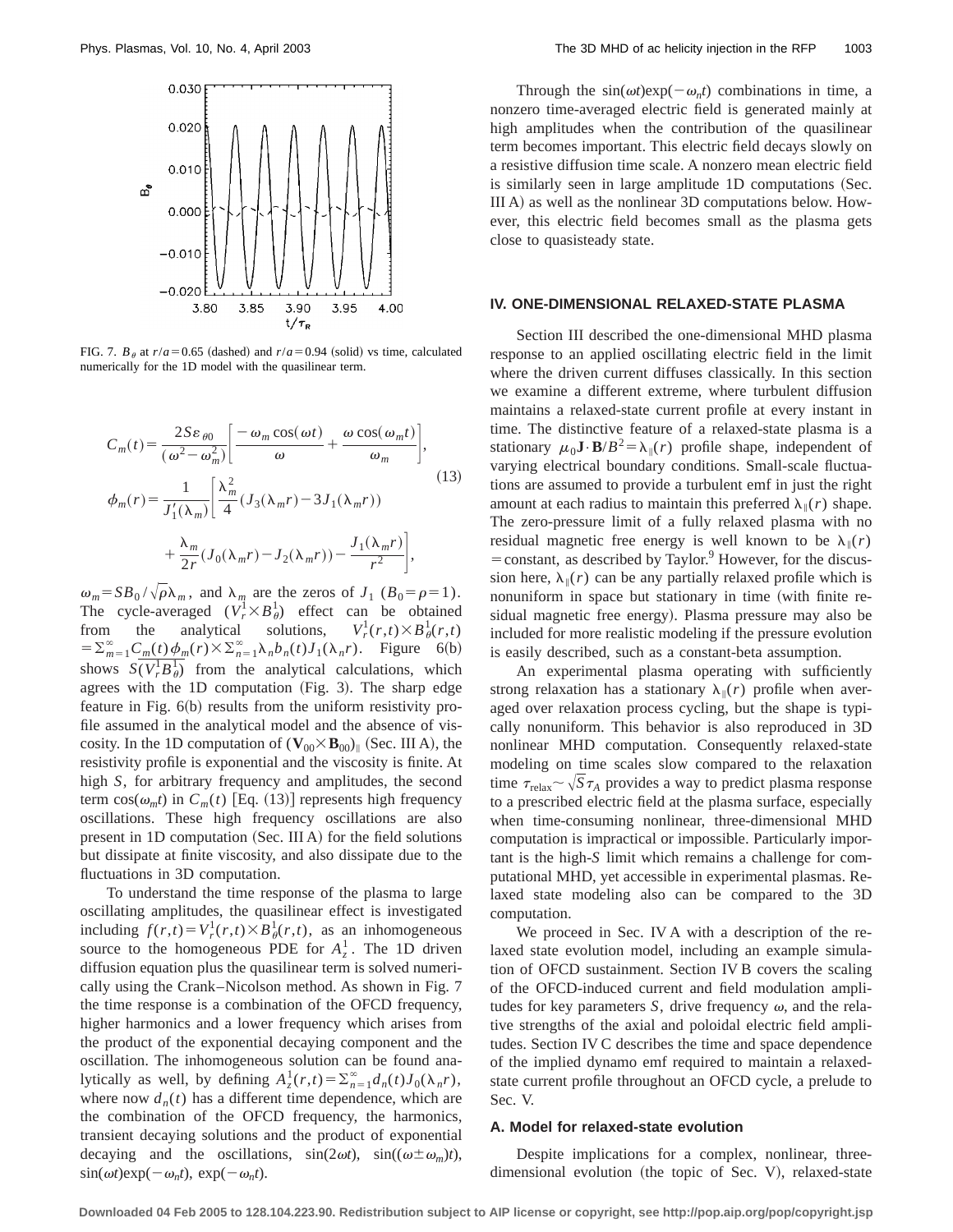FIG. 7. $B_\theta$ at $r/a=0.65$ (dashed) and $r/a=0.94$ (solid) vs time, calculated numerically for the 1D model with the quasilinear term.

$$
C_m(t)=\frac{2S\varepsilon_{\theta 0}}{(\omega^2-\omega_m^2)}\left[\frac{-\omega_m\cos(\omega t)}{\omega}+\frac{\omega\cos(\omega_m t)}{\omega_m}\right],
$$

$$
\phi_m(r)=\frac{1}{J_1'(\lambda_m)}\left[\frac{\lambda_m^2}{4}(J_3(\lambda_m r)-3J_1(\lambda_m r))+\frac{\lambda_m}{2r}(J_0(\lambda_m r)-J_2(\lambda_m r))-\frac{J_1(\lambda_m r)}{r^2}\right], \tag{13}
$$

$\omega_m=SB_0/\sqrt{\rho}\lambda_m$, and $\lambda_m$ are the zeros of $J_1$ ($B_0=\rho=1$). The cycle-averaged ($V_r^1\times B_\theta^1$) effect can be obtained from the analytical solutions, $V_r^1(r,t)\times B_\theta^1(r,t)=\Sigma_{m=1}^{\infty}C_m(t)\phi_m(r)\times\Sigma_{n=1}^{\infty}\lambda_n b_n(t)J_1(\lambda_n r)$. Figure 6(b) shows $S\overline{(V_r^1 B_\theta^1)}$ from the analytical calculations, which agrees with the 1D computation (Fig. 3). The sharp edge feature in Fig. 6(b) results from the uniform resistivity profile assumed in the analytical model and the absence of viscosity. In the 1D computation of $(\mathbf{V}_{00}\times\mathbf{B}_{00})_\parallel$ (Sec. III A), the resistivity profile is exponential and the viscosity is finite. At high $S$, for arbitrary frequency and amplitudes, the second term $\cos(\omega_m t)$ in $C_m(t)$ [Eq. (13)] represents high frequency oscillations. These high frequency oscillations are also present in 1D computation (Sec. III A) for the field solutions but dissipate at finite viscosity, and also dissipate due to the fluctuations in 3D computation.

To understand the time response of the plasma to large oscillating amplitudes, the quasilinear effect is investigated including $f(r,t)=V_r^1(r,t)\times B_\theta^1(r,t)$, as an inhomogeneous source to the homogeneous PDE for $A_z^1$. The 1D driven diffusion equation plus the quasilinear term is solved numerically using the Crank–Nicolson method. As shown in Fig. 7 the time response is a combination of the OFCD frequency, higher harmonics and a lower frequency which arises from the product of the exponential decaying component and the oscillation. The inhomogeneous solution can be found analytically as well, by defining $A_z^1(r,t)=\Sigma_{n=1}^{\infty}d_n(t)J_0(\lambda_n r)$, where now $d_n(t)$ has a different time dependence, which are the combination of the OFCD frequency, the harmonics, transient decaying solutions and the product of exponential decaying and the oscillations, $\sin(2\omega t)$, $\sin((\omega\pm\omega_m)t)$, $\sin(\omega t)\exp(-\omega_n t)$, $\exp(-\omega_n t)$.

Through the $\sin(\omega t)\exp(-\omega_n t)$ combinations in time, a nonzero time-averaged electric field is generated mainly at high amplitudes when the contribution of the quasilinear term becomes important. This electric field decays slowly on a resistive diffusion time scale. A nonzero mean electric field is similarly seen in large amplitude 1D computations (Sec. III A) as well as the nonlinear 3D computations below. However, this electric field becomes small as the plasma gets close to quasisteady state.

## IV. ONE-DIMENSIONAL RELAXED-STATE PLASMA

Section III described the one-dimensional MHD plasma response to an applied oscillating electric field in the limit where the driven current diffuses classically. In this section we examine a different extreme, where turbulent diffusion maintains a relaxed-state current profile at every instant in time. The distinctive feature of a relaxed-state plasma is a stationary $\mu_0\mathbf{J}\cdot\mathbf{B}/B^2=\lambda_\parallel(r)$ profile shape, independent of varying electrical boundary conditions. Small-scale fluctuations are assumed to provide a turbulent emf in just the right amount at each radius to maintain this preferred $\lambda_\parallel(r)$ shape. The zero-pressure limit of a fully relaxed plasma with no residual magnetic free energy is well known to be $\lambda_\parallel(r)=\text{constant}$, as described by Taylor.[9] However, for the discussion here, $\lambda_\parallel(r)$ can be any partially relaxed profile which is nonuniform in space but stationary in time (with finite residual magnetic free energy). Plasma pressure may also be included for more realistic modeling if the pressure evolution is easily described, such as a constant-beta assumption.

An experimental plasma operating with sufficiently strong relaxation has a stationary $\lambda_\parallel(r)$ profile when averaged over relaxation process cycling, but the shape is typically nonuniform. This behavior is also reproduced in 3D nonlinear MHD computation. Consequently relaxed-state modeling on time scales slow compared to the relaxation time $\tau_{\text{relax}}\sim\sqrt{S}\tau_A$ provides a way to predict plasma response to a prescribed electric field at the plasma surface, especially when time-consuming nonlinear, three-dimensional MHD computation is impractical or impossible. Particularly important is the high-$S$ limit which remains a challenge for computational MHD, yet accessible in experimental plasmas. Relaxed state modeling also can be compared to the 3D computation.

We proceed in Sec. IV A with a description of the relaxed state evolution model, including an example simulation of OFCD sustainment. Section IV B covers the scaling of the OFCD-induced current and field modulation amplitudes for key parameters $S$, drive frequency $\omega$, and the relative strengths of the axial and poloidal electric field amplitudes. Section IV C describes the time and space dependence of the implied dynamo emf required to maintain a relaxed-state current profile throughout an OFCD cycle, a prelude to Sec. V.

### A. Model for relaxed-state evolution

Despite implications for a complex, nonlinear, three-dimensional evolution (the topic of Sec. V), relaxed-state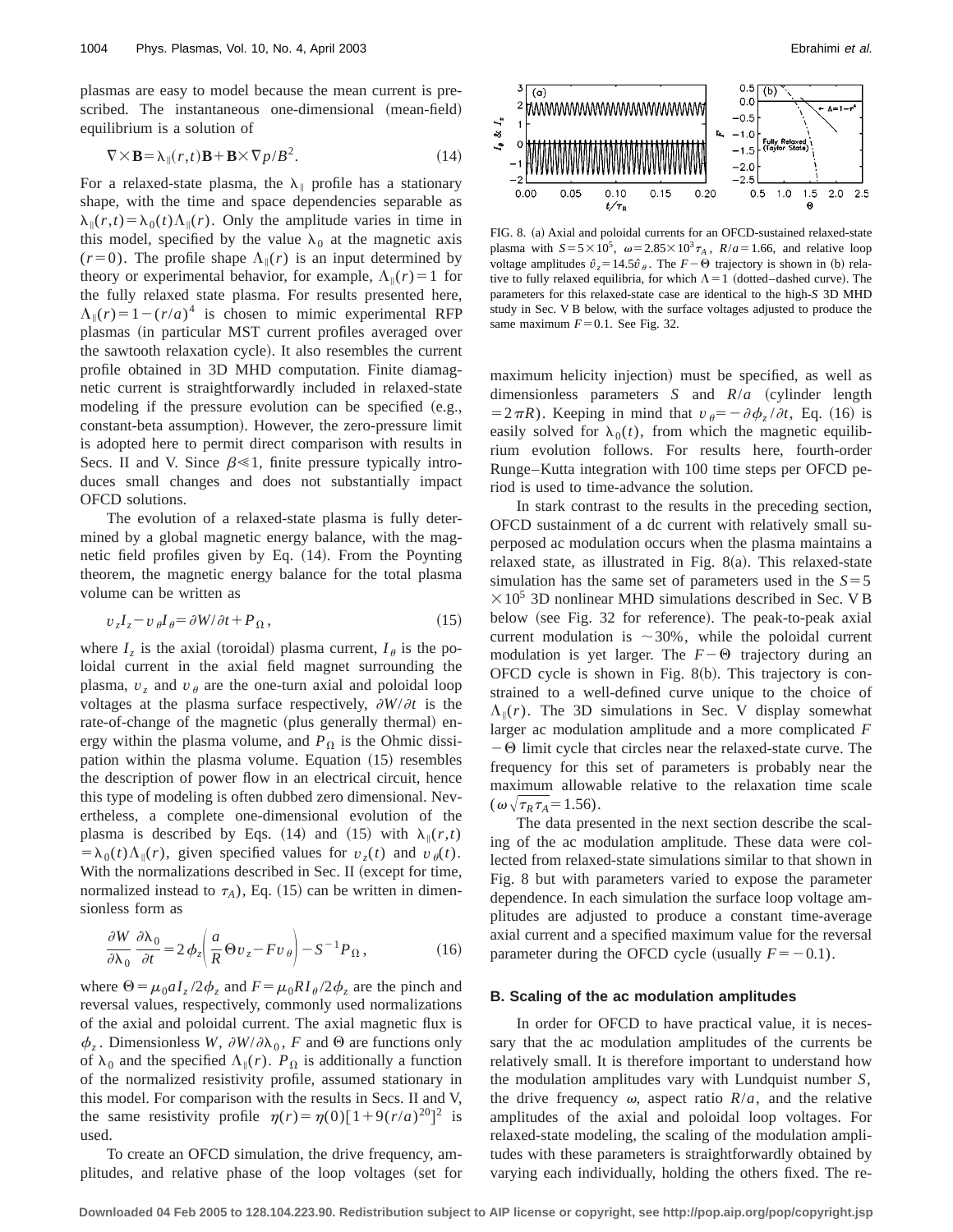plasmas are easy to model because the mean current is prescribed. The instantaneous one-dimensional (mean-field) equilibrium is a solution of

$$\nabla\times\mathbf{B}=\lambda_{\parallel}(r,t)\mathbf{B}+\mathbf{B}\times\nabla p/B^2. \quad (14)$$

For a relaxed-state plasma, the $\lambda_{\parallel}$ profile has a stationary shape, with the time and space dependencies separable as $\lambda_{\parallel}(r,t)=\lambda_0(t)\Lambda_{\parallel}(r)$. Only the amplitude varies in time in this model, specified by the value $\lambda_0$ at the magnetic axis ($r=0$). The profile shape $\Lambda_{\parallel}(r)$ is an input determined by theory or experimental behavior, for example, $\Lambda_{\parallel}(r)=1$ for the fully relaxed state plasma. For results presented here, $\Lambda_{\parallel}(r)=1-(r/a)^4$ is chosen to mimic experimental RFP plasmas (in particular MST current profiles averaged over the sawtooth relaxation cycle). It also resembles the current profile obtained in 3D MHD computation. Finite diamagnetic current is straightforwardly included in relaxed-state modeling if the pressure evolution can be specified (e.g., constant-beta assumption). However, the zero-pressure limit is adopted here to permit direct comparison with results in Secs. II and V. Since $\beta\ll 1$, finite pressure typically introduces small changes and does not substantially impact OFCD solutions.

The evolution of a relaxed-state plasma is fully determined by a global magnetic energy balance, with the magnetic field profiles given by Eq. (14). From the Poynting theorem, the magnetic energy balance for the total plasma volume can be written as

$$v_z I_z - v_\theta I_\theta = \partial W/\partial t + P_\Omega, \quad (15)$$

where $I_z$ is the axial (toroidal) plasma current, $I_\theta$ is the poloidal current in the axial field magnet surrounding the plasma, $v_z$ and $v_\theta$ are the one-turn axial and poloidal loop voltages at the plasma surface respectively, $\partial W/\partial t$ is the rate-of-change of the magnetic (plus generally thermal) energy within the plasma volume, and $P_\Omega$ is the Ohmic dissipation within the plasma volume. Equation (15) resembles the description of power flow in an electrical circuit, hence this type of modeling is often dubbed zero dimensional. Nevertheless, a complete one-dimensional evolution of the plasma is described by Eqs. (14) and (15) with $\lambda_{\parallel}(r,t)=\lambda_0(t)\Lambda_{\parallel}(r)$, given specified values for $v_z(t)$ and $v_\theta(t)$. With the normalizations described in Sec. II (except for time, normalized instead to $\tau_A$), Eq. (15) can be written in dimensionless form as

$$\frac{\partial W}{\partial \lambda_0}\frac{\partial \lambda_0}{\partial t}=2\phi_z\left(\frac{a}{R}\Theta v_z - F v_\theta\right)-S^{-1}P_\Omega, \quad (16)$$

where $\Theta=\mu_0 a I_z/2\phi_z$ and $F=\mu_0 R I_\theta/2\phi_z$ are the pinch and reversal values, respectively, commonly used normalizations of the axial and poloidal current. The axial magnetic flux is $\phi_z$. Dimensionless $W$, $\partial W/\partial\lambda_0$, $F$ and $\Theta$ are functions only of $\lambda_0$ and the specified $\Lambda_{\parallel}(r)$. $P_\Omega$ is additionally a function of the normalized resistivity profile, assumed stationary in this model. For comparison with the results in Secs. II and V, the same resistivity profile $\eta(r)=\eta(0)[1+9(r/a)^{20}]^2$ is used.

To create an OFCD simulation, the drive frequency, amplitudes, and relative phase of the loop voltages (set for maximum helicity injection) must be specified, as well as dimensionless parameters $S$ and $R/a$ (cylinder length $=2\pi R$). Keeping in mind that $v_\theta=-\partial\phi_z/\partial t$, Eq. (16) is easily solved for $\lambda_0(t)$, from which the magnetic equilibrium evolution follows. For results here, fourth-order Runge–Kutta integration with 100 time steps per OFCD period is used to time-advance the solution.

FIG. 8. (a) Axial and poloidal currents for an OFCD-sustained relaxed-state plasma with $S=5\times10^5$, $\omega=2.85\times10^3\tau_A$, $R/a=1.66$, and relative loop voltage amplitudes $\hat{v}_z=14.5\hat{v}_\theta$. The $F-\Theta$ trajectory is shown in (b) relative to fully relaxed equilibria, for which $\Lambda=1$ (dotted–dashed curve). The parameters for this relaxed-state case are identical to the high-$S$ 3D MHD study in Sec. V B below, with the surface voltages adjusted to produce the same maximum $F=0.1$. See Fig. 32.

In stark contrast to the results in the preceding section, OFCD sustainment of a dc current with relatively small superposed ac modulation occurs when the plasma maintains a relaxed state, as illustrated in Fig. 8(a). This relaxed-state simulation has the same set of parameters used in the $S=5\times10^5$ 3D nonlinear MHD simulations described in Sec. V B below (see Fig. 32 for reference). The peak-to-peak axial current modulation is $\sim$30%, while the poloidal current modulation is yet larger. The $F-\Theta$ trajectory during an OFCD cycle is shown in Fig. 8(b). This trajectory is constrained to a well-defined curve unique to the choice of $\Lambda_{\parallel}(r)$. The 3D simulations in Sec. V display somewhat larger ac modulation amplitude and a more complicated $F-\Theta$ limit cycle that circles near the relaxed-state curve. The frequency for this set of parameters is probably near the maximum allowable relative to the relaxation time scale ($\omega\sqrt{\tau_R\tau_A}=1.56$).

The data presented in the next section describe the scaling of the ac modulation amplitude. These data were collected from relaxed-state simulations similar to that shown in Fig. 8 but with parameters varied to expose the parameter dependence. In each simulation the surface loop voltage amplitudes are adjusted to produce a constant time-average axial current and a specified maximum value for the reversal parameter during the OFCD cycle (usually $F=-0.1$).

### B. Scaling of the ac modulation amplitudes

In order for OFCD to have practical value, it is necessary that the ac modulation amplitudes of the currents be relatively small. It is therefore important to understand how the modulation amplitudes vary with Lundquist number $S$, the drive frequency $\omega$, aspect ratio $R/a$, and the relative amplitudes of the axial and poloidal loop voltages. For relaxed-state modeling, the scaling of the modulation amplitudes with these parameters is straightforwardly obtained by varying each individually, holding the others fixed. The re-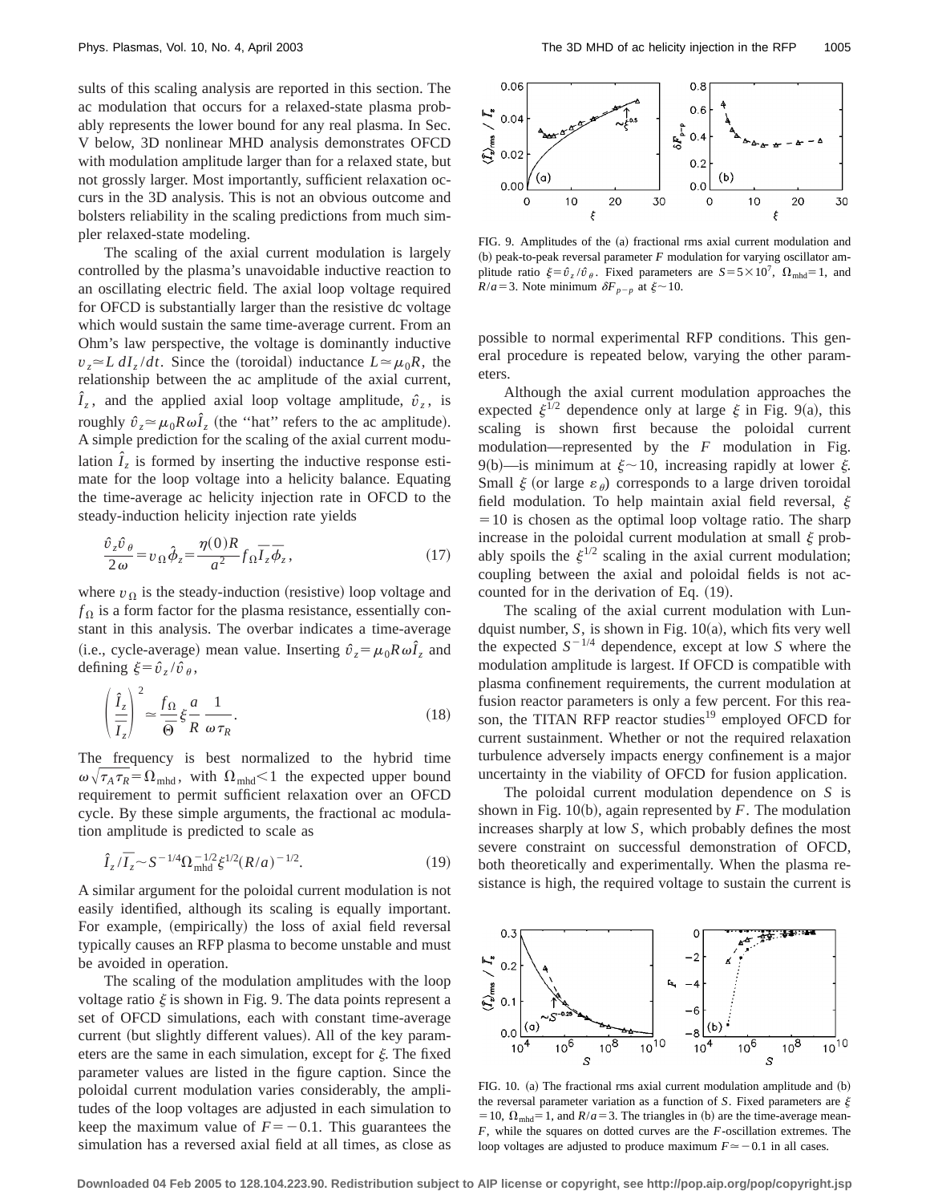sults of this scaling analysis are reported in this section. The ac modulation that occurs for a relaxed-state plasma probably represents the lower bound for any real plasma. In Sec. V below, 3D nonlinear MHD analysis demonstrates OFCD with modulation amplitude larger than for a relaxed state, but not grossly larger. Most importantly, sufficient relaxation occurs in the 3D analysis. This is not an obvious outcome and bolsters reliability in the scaling predictions from much simpler relaxed-state modeling.

The scaling of the axial current modulation is largely controlled by the plasma's unavoidable inductive reaction to an oscillating electric field. The axial loop voltage required for OFCD is substantially larger than the resistive dc voltage which would sustain the same time-average current. From an Ohm's law perspective, the voltage is dominantly inductive $v_z \simeq L\, dI_z/dt$. Since the (toroidal) inductance $L \simeq \mu_0 R$, the relationship between the ac amplitude of the axial current, $\hat{I}_z$, and the applied axial loop voltage amplitude, $\hat{v}_z$, is roughly $\hat{v}_z \simeq \mu_0 R \omega \hat{I}_z$ (the "hat" refers to the ac amplitude). A simple prediction for the scaling of the axial current modulation $\hat{I}_z$ is formed by inserting the inductive response estimate for the loop voltage into a helicity balance. Equating the time-average ac helicity injection rate in OFCD to the steady-induction helicity injection rate yields

$$\frac{\hat{v}_z \hat{v}_\theta}{2\omega} = v_\Omega \hat{\phi}_z = \frac{\eta(0)R}{a^2} f_\Omega \overline{I_z}\,\overline{\phi_z}, \tag{17}$$

where $v_\Omega$ is the steady-induction (resistive) loop voltage and $f_\Omega$ is a form factor for the plasma resistance, essentially constant in this analysis. The overbar indicates a time-average (i.e., cycle-average) mean value. Inserting $\hat{v}_z = \mu_0 R \omega \hat{I}_z$ and defining $\xi = \hat{v}_z / \hat{v}_\theta$,

$$\left(\frac{\hat{I}_z}{\overline{I_z}}\right)^2 \simeq \frac{f_\Omega}{\overline{\Theta}} \xi \frac{a}{R} \frac{1}{\omega \tau_R}. \tag{18}$$

The frequency is best normalized to the hybrid time $\omega\sqrt{\tau_A \tau_R} = \Omega_{\text{mhd}}$, with $\Omega_{\text{mhd}} < 1$ the expected upper bound requirement to permit sufficient relaxation over an OFCD cycle. By these simple arguments, the fractional ac modulation amplitude is predicted to scale as

$$\hat{I}_z / \overline{I_z} \sim S^{-1/4} \Omega_{\text{mhd}}^{-1/2} \xi^{1/2} (R/a)^{-1/2}. \tag{19}$$

A similar argument for the poloidal current modulation is not easily identified, although its scaling is equally important. For example, (empirically) the loss of axial field reversal typically causes an RFP plasma to become unstable and must be avoided in operation.

The scaling of the modulation amplitudes with the loop voltage ratio $\xi$ is shown in Fig. 9. The data points represent a set of OFCD simulations, each with constant time-average current (but slightly different values). All of the key parameters are the same in each simulation, except for $\xi$. The fixed parameter values are listed in the figure caption. Since the poloidal current modulation varies considerably, the amplitudes of the loop voltages are adjusted in each simulation to keep the maximum value of $F = -0.1$. This guarantees the simulation has a reversed axial field at all times, as close as possible to normal experimental RFP conditions. This general procedure is repeated below, varying the other parameters.

FIG. 9. Amplitudes of the (a) fractional rms axial current modulation and (b) peak-to-peak reversal parameter $F$ modulation for varying oscillator amplitude ratio $\xi = \hat{v}_z / \hat{v}_\theta$. Fixed parameters are $S = 5 \times 10^7$, $\Omega_{\text{mhd}} = 1$, and $R/a = 3$. Note minimum $\delta F_{p-p}$ at $\xi \sim 10$.

Although the axial current modulation approaches the expected $\xi^{1/2}$ dependence only at large $\xi$ in Fig. 9(a), this scaling is shown first because the poloidal current modulation—represented by the $F$ modulation in Fig. 9(b)—is minimum at $\xi \sim 10$, increasing rapidly at lower $\xi$. Small $\xi$ (or large $\varepsilon_\theta$) corresponds to a large driven toroidal field modulation. To help maintain axial field reversal, $\xi = 10$ is chosen as the optimal loop voltage ratio. The sharp increase in the poloidal current modulation at small $\xi$ probably spoils the $\xi^{1/2}$ scaling in the axial current modulation; coupling between the axial and poloidal fields is not accounted for in the derivation of Eq. (19).

The scaling of the axial current modulation with Lundquist number, $S$, is shown in Fig. 10(a), which fits very well the expected $S^{-1/4}$ dependence, except at low $S$ where the modulation amplitude is largest. If OFCD is compatible with plasma confinement requirements, the current modulation at fusion reactor parameters is only a few percent. For this reason, the TITAN RFP reactor studies[19] employed OFCD for current sustainment. Whether or not the required relaxation turbulence adversely impacts energy confinement is a major uncertainty in the viability of OFCD for fusion application.

The poloidal current modulation dependence on $S$ is shown in Fig. 10(b), again represented by $F$. The modulation increases sharply at low $S$, which probably defines the most severe constraint on successful demonstration of OFCD, both theoretically and experimentally. When the plasma resistance is high, the required voltage to sustain the current is

FIG. 10. (a) The fractional rms axial current modulation amplitude and (b) the reversal parameter variation as a function of $S$. Fixed parameters are $\xi = 10$, $\Omega_{\text{mhd}} = 1$, and $R/a = 3$. The triangles in (b) are the time-average mean-$F$, while the squares on dotted curves are the $F$-oscillation extremes. The loop voltages are adjusted to produce maximum $F \simeq -0.1$ in all cases.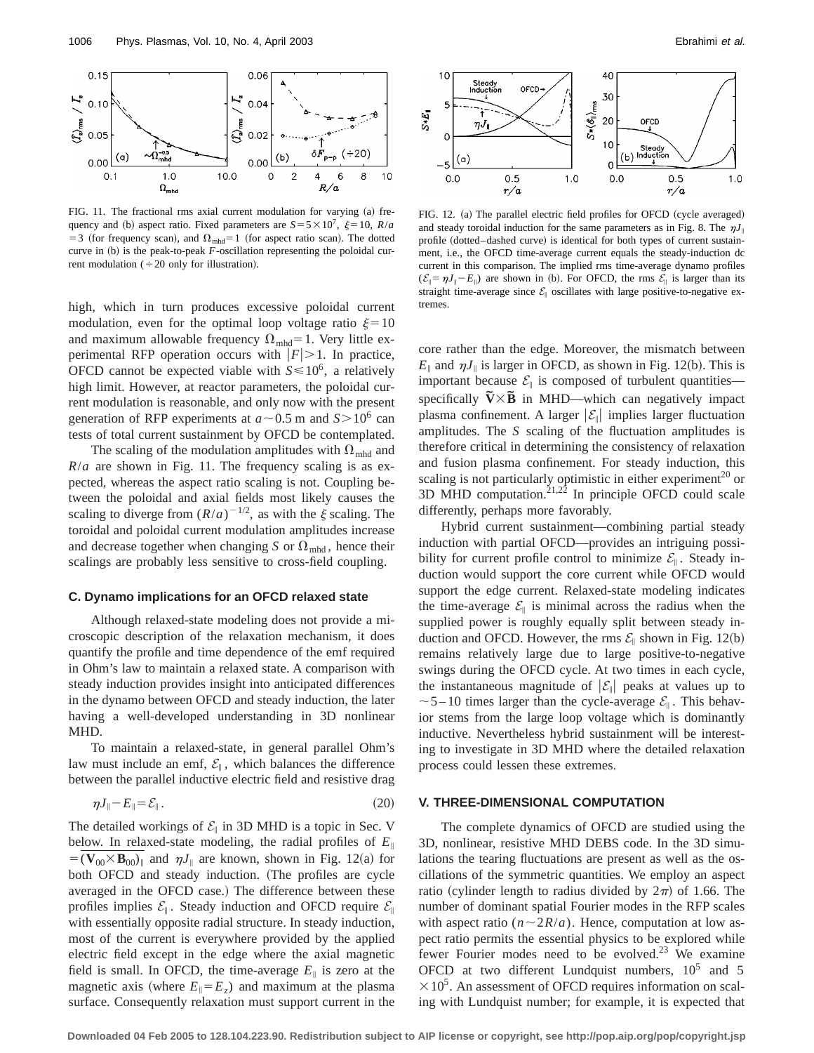FIG. 11. The fractional rms axial current modulation for varying (a) frequency and (b) aspect ratio. Fixed parameters are $S=5\times10^{7}$, $\xi=10$, $R/a=3$ (for frequency scan), and $\Omega_{\rm mhd}=1$ (for aspect ratio scan). The dotted curve in (b) is the peak-to-peak $F$-oscillation representing the poloidal current modulation ($\div 20$ only for illustration).

FIG. 12. (a) The parallel electric field profiles for OFCD (cycle averaged) and steady toroidal induction for the same parameters as in Fig. 8. The $\eta J_{\parallel}$ profile (dotted–dashed curve) is identical for both types of current sustainment, i.e., the OFCD time-average current equals the steady-induction dc current in this comparison. The implied rms time-average dynamo profiles ($\mathcal{E}_{\parallel}=\eta J_{\parallel}-E_{\parallel}$) are shown in (b). For OFCD, the rms $\mathcal{E}_{\parallel}$ is larger than its straight time-average since $\mathcal{E}_{\parallel}$ oscillates with large positive-to-negative extremes.

high, which in turn produces excessive poloidal current modulation, even for the optimal loop voltage ratio $\xi=10$ and maximum allowable frequency $\Omega_{\rm mhd}=1$. Very little experimental RFP operation occurs with $|F|>1$. In practice, OFCD cannot be expected viable with $S\leq10^{6}$, a relatively high limit. However, at reactor parameters, the poloidal current modulation is reasonable, and only now with the present generation of RFP experiments at $a\sim0.5$ m and $S>10^{6}$ can tests of total current sustainment by OFCD be contemplated.

The scaling of the modulation amplitudes with $\Omega_{\rm mhd}$ and $R/a$ are shown in Fig. 11. The frequency scaling is as expected, whereas the aspect ratio scaling is not. Coupling between the poloidal and axial fields most likely causes the scaling to diverge from $(R/a)^{-1/2}$, as with the $\xi$ scaling. The toroidal and poloidal current modulation amplitudes increase and decrease together when changing $S$ or $\Omega_{\rm mhd}$, hence their scalings are probably less sensitive to cross-field coupling.

### C. Dynamo implications for an OFCD relaxed state

Although relaxed-state modeling does not provide a microscopic description of the relaxation mechanism, it does quantify the profile and time dependence of the emf required in Ohm's law to maintain a relaxed state. A comparison with steady induction provides insight into anticipated differences in the dynamo between OFCD and steady induction, the later having a well-developed understanding in 3D nonlinear MHD.

To maintain a relaxed-state, in general parallel Ohm's law must include an emf, $\mathcal{E}_{\parallel}$, which balances the difference between the parallel inductive electric field and resistive drag

$$\eta J_{\parallel}-E_{\parallel}=\mathcal{E}_{\parallel}. \tag{20}$$

The detailed workings of $\mathcal{E}_{\parallel}$ in 3D MHD is a topic in Sec. V below. In relaxed-state modeling, the radial profiles of $E_{\parallel}=\overline{(\mathbf{V}_{00}\times\mathbf{B}_{00})_{\parallel}}$ and $\eta J_{\parallel}$ are known, shown in Fig. 12(a) for both OFCD and steady induction. (The profiles are cycle averaged in the OFCD case.) The difference between these profiles implies $\mathcal{E}_{\parallel}$. Steady induction and OFCD require $\mathcal{E}_{\parallel}$ with essentially opposite radial structure. In steady induction, most of the current is everywhere provided by the applied electric field except in the edge where the axial magnetic field is small. In OFCD, the time-average $E_{\parallel}$ is zero at the magnetic axis (where $E_{\parallel}=E_{z}$) and maximum at the plasma surface. Consequently relaxation must support current in the core rather than the edge. Moreover, the mismatch between $E_{\parallel}$ and $\eta J_{\parallel}$ is larger in OFCD, as shown in Fig. 12(b). This is important because $\mathcal{E}_{\parallel}$ is composed of turbulent quantities—specifically $\tilde{\mathbf{V}}\times\tilde{\mathbf{B}}$ in MHD—which can negatively impact plasma confinement. A larger $|\mathcal{E}_{\parallel}|$ implies larger fluctuation amplitudes. The $S$ scaling of the fluctuation amplitudes is therefore critical in determining the consistency of relaxation and fusion plasma confinement. For steady induction, this scaling is not particularly optimistic in either experiment[20] or 3D MHD computation.[21,22] In principle OFCD could scale differently, perhaps more favorably.

Hybrid current sustainment—combining partial steady induction with partial OFCD—provides an intriguing possibility for current profile control to minimize $\mathcal{E}_{\parallel}$. Steady induction would support the core current while OFCD would support the edge current. Relaxed-state modeling indicates the time-average $\mathcal{E}_{\parallel}$ is minimal across the radius when the supplied power is roughly equally split between steady induction and OFCD. However, the rms $\mathcal{E}_{\parallel}$ shown in Fig. 12(b) remains relatively large due to large positive-to-negative swings during the OFCD cycle. At two times in each cycle, the instantaneous magnitude of $|\mathcal{E}_{\parallel}|$ peaks at values up to $\sim$5–10 times larger than the cycle-average $\mathcal{E}_{\parallel}$. This behavior stems from the large loop voltage which is dominantly inductive. Nevertheless hybrid sustainment will be interesting to investigate in 3D MHD where the detailed relaxation process could lessen these extremes.

## V. THREE-DIMENSIONAL COMPUTATION

The complete dynamics of OFCD are studied using the 3D, nonlinear, resistive MHD DEBS code. In the 3D simulations the tearing fluctuations are present as well as the oscillations of the symmetric quantities. We employ an aspect ratio (cylinder length to radius divided by $2\pi$) of 1.66. The number of dominant spatial Fourier modes in the RFP scales with aspect ratio ($n\sim2R/a$). Hence, computation at low aspect ratio permits the essential physics to be explored while fewer Fourier modes need to be evolved.[23] We examine OFCD at two different Lundquist numbers, $10^{5}$ and $5\times10^{5}$. An assessment of OFCD requires information on scaling with Lundquist number; for example, it is expected that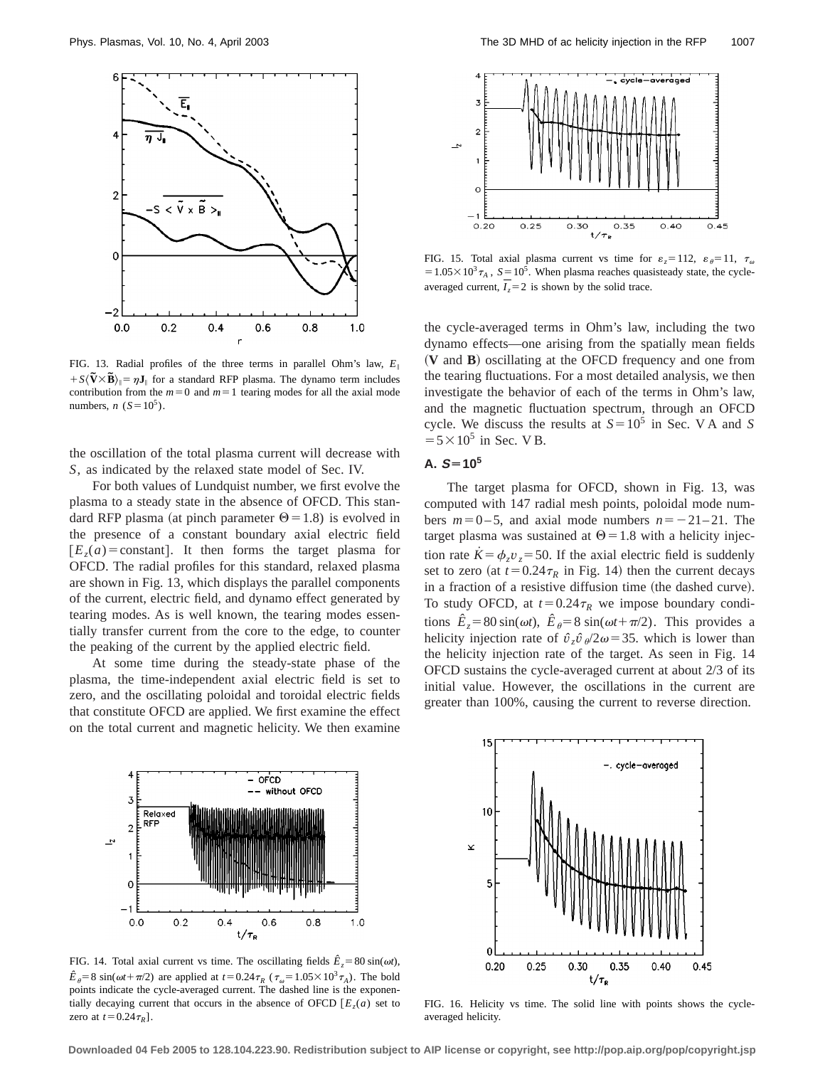FIG. 13. Radial profiles of the three terms in parallel Ohm's law, $E_\parallel + S\langle \tilde{\mathbf{V}} \times \tilde{\mathbf{B}} \rangle_\parallel = \eta \mathbf{J}_\parallel$ for a standard RFP plasma. The dynamo term includes contribution from the $m=0$ and $m=1$ tearing modes for all the axial mode numbers, $n$ ($S=10^5$).

the oscillation of the total plasma current will decrease with $S$, as indicated by the relaxed state model of Sec. IV.

For both values of Lundquist number, we first evolve the plasma to a steady state in the absence of OFCD. This standard RFP plasma (at pinch parameter $\Theta=1.8$) is evolved in the presence of a constant boundary axial electric field [$E_z(a)$ = constant]. It then forms the target plasma for OFCD. The radial profiles for this standard, relaxed plasma are shown in Fig. 13, which displays the parallel components of the current, electric field, and dynamo effect generated by tearing modes. As is well known, the tearing modes essentially transfer current from the core to the edge, to counter the peaking of the current by the applied electric field.

At some time during the steady-state phase of the plasma, the time-independent axial electric field is set to zero, and the oscillating poloidal and toroidal electric fields that constitute OFCD are applied. We first examine the effect on the total current and magnetic helicity. We then examine the cycle-averaged terms in Ohm's law, including the two dynamo effects—one arising from the spatially mean fields (**V** and **B**) oscillating at the OFCD frequency and one from the tearing fluctuations. For a most detailed analysis, we then investigate the behavior of each of the terms in Ohm's law, and the magnetic fluctuation spectrum, through an OFCD cycle. We discuss the results at $S=10^5$ in Sec. V A and $S=5\times10^5$ in Sec. V B.

FIG. 14. Total axial current vs time. The oscillating fields $\hat{E}_z=80\sin(\omega t)$, $\hat{E}_\theta=8\sin(\omega t+\pi/2)$ are applied at $t=0.24\tau_R$ ($\tau_\omega=1.05\times10^3\tau_A$). The bold points indicate the cycle-averaged current. The dashed line is the exponentially decaying current that occurs in the absence of OFCD [$E_z(a)$ set to zero at $t=0.24\tau_R$].

FIG. 15. Total axial plasma current vs time for $\varepsilon_z=112$, $\varepsilon_\theta=11$, $\tau_\omega=1.05\times10^3\tau_A$, $S=10^5$. When plasma reaches quasisteady state, the cycle-averaged current, $\overline{I_z}=2$ is shown by the solid trace.

## A. $S=10^5$

The target plasma for OFCD, shown in Fig. 13, was computed with 147 radial mesh points, poloidal mode numbers $m=0$–5, and axial mode numbers $n=-21$–21. The target plasma was sustained at $\Theta=1.8$ with a helicity injection rate $\dot{K}=\phi_z v_z=50$. If the axial electric field is suddenly set to zero (at $t=0.24\tau_R$ in Fig. 14) then the current decays in a fraction of a resistive diffusion time (the dashed curve). To study OFCD, at $t=0.24\tau_R$ we impose boundary conditions $\hat{E}_z=80\sin(\omega t)$, $\hat{E}_\theta=8\sin(\omega t+\pi/2)$. This provides a helicity injection rate of $\hat{v}_z\hat{v}_\theta/2\omega=35$. which is lower than the helicity injection rate of the target. As seen in Fig. 14 OFCD sustains the cycle-averaged current at about 2/3 of its initial value. However, the oscillations in the current are greater than 100%, causing the current to reverse direction.

FIG. 16. Helicity vs time. The solid line with points shows the cycle-averaged helicity.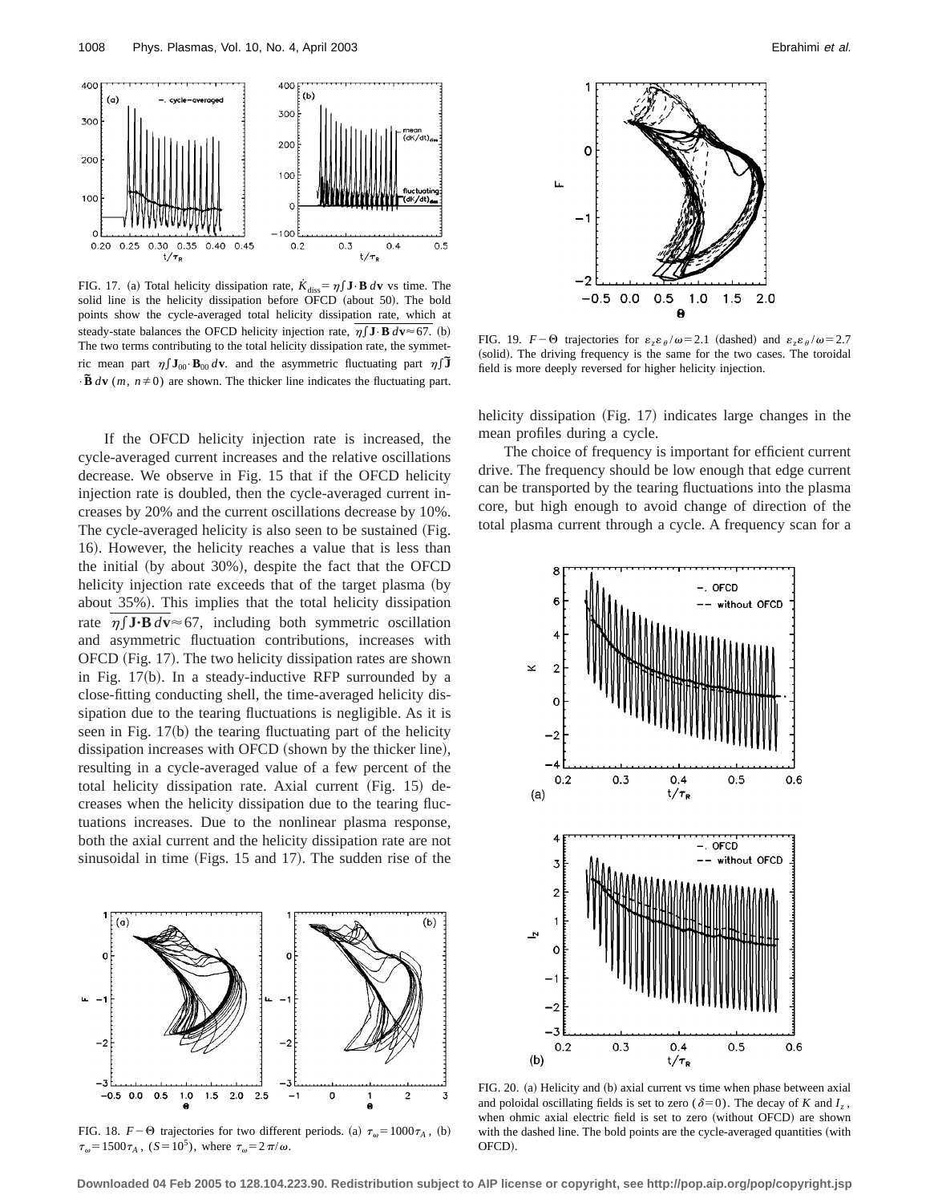FIG. 17. (a) Total helicity dissipation rate, $\dot{K}_{\rm diss} = \eta \int \mathbf{J} \cdot \mathbf{B}\, d\mathbf{v}$ vs time. The solid line is the helicity dissipation before OFCD (about 50). The bold points show the cycle-averaged total helicity dissipation rate, which at steady-state balances the OFCD helicity injection rate, $\overline{\eta \int \mathbf{J} \cdot \mathbf{B}\, d\mathbf{v}} \approx 67$. (b) The two terms contributing to the total helicity dissipation rate, the symmetric mean part $\eta \int \mathbf{J}_{00} \cdot \mathbf{B}_{00}\, d\mathbf{v}$. and the asymmetric fluctuating part $\eta \int \tilde{\mathbf{J}} \cdot \tilde{\mathbf{B}}\, d\mathbf{v}$ ($m$, $n \neq 0$) are shown. The thicker line indicates the fluctuating part.

If the OFCD helicity injection rate is increased, the cycle-averaged current increases and the relative oscillations decrease. We observe in Fig. 15 that if the OFCD helicity injection rate is doubled, then the cycle-averaged current increases by 20% and the current oscillations decrease by 10%. The cycle-averaged helicity is also seen to be sustained (Fig. 16). However, the helicity reaches a value that is less than the initial (by about 30%), despite the fact that the OFCD helicity injection rate exceeds that of the target plasma (by about 35%). This implies that the total helicity dissipation rate $\overline{\eta \int \mathbf{J} \cdot \mathbf{B}\, d\mathbf{v}} \approx 67$, including both symmetric oscillation and asymmetric fluctuation contributions, increases with OFCD (Fig. 17). The two helicity dissipation rates are shown in Fig. 17(b). In a steady-inductive RFP surrounded by a close-fitting conducting shell, the time-averaged helicity dissipation due to the tearing fluctuations is negligible. As it is seen in Fig. 17(b) the tearing fluctuating part of the helicity dissipation increases with OFCD (shown by the thicker line), resulting in a cycle-averaged value of a few percent of the total helicity dissipation rate. Axial current (Fig. 15) decreases when the helicity dissipation due to the tearing fluctuations increases. Due to the nonlinear plasma response, both the axial current and the helicity dissipation rate are not sinusoidal in time (Figs. 15 and 17). The sudden rise of the helicity dissipation (Fig. 17) indicates large changes in the mean profiles during a cycle.

FIG. 18. $F-\Theta$ trajectories for two different periods. (a) $\tau_\omega = 1000\tau_A$, (b) $\tau_\omega = 1500\tau_A$, ($S = 10^5$), where $\tau_\omega = 2\pi/\omega$.

FIG. 19. $F-\Theta$ trajectories for $\varepsilon_z \varepsilon_\theta / \omega = 2.1$ (dashed) and $\varepsilon_z \varepsilon_\theta / \omega = 2.7$ (solid). The driving frequency is the same for the two cases. The toroidal field is more deeply reversed for higher helicity injection.

The choice of frequency is important for efficient current drive. The frequency should be low enough that edge current can be transported by the tearing fluctuations into the plasma core, but high enough to avoid change of direction of the total plasma current through a cycle. A frequency scan for a

FIG. 20. (a) Helicity and (b) axial current vs time when phase between axial and poloidal oscillating fields is set to zero ($\delta = 0$). The decay of $K$ and $I_z$, when ohmic axial electric field is set to zero (without OFCD) are shown with the dashed line. The bold points are the cycle-averaged quantities (with OFCD).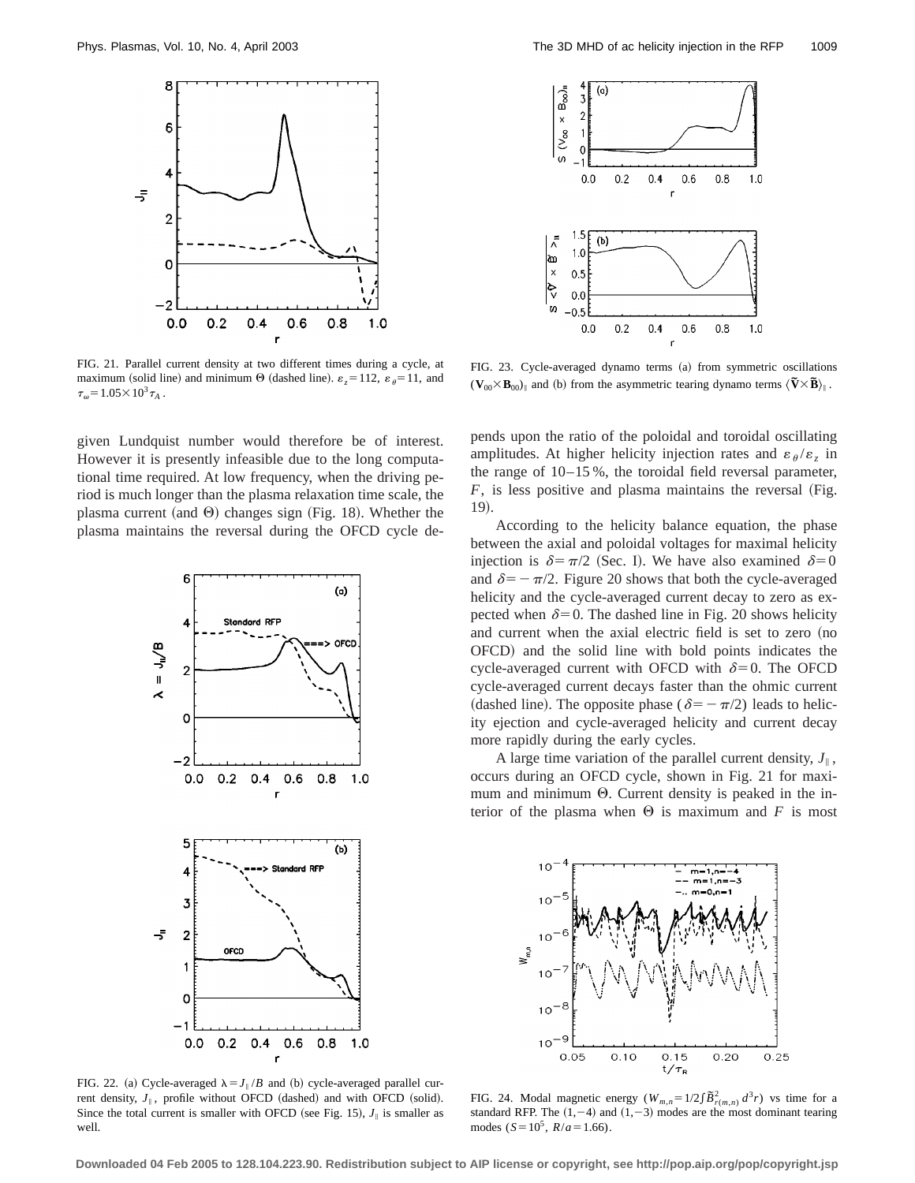FIG. 21. Parallel current density at two different times during a cycle, at maximum (solid line) and minimum $\Theta$ (dashed line). $\varepsilon_z = 112$, $\varepsilon_\theta = 11$, and $\tau_\omega = 1.05 \times 10^3 \tau_A$.

given Lundquist number would therefore be of interest. However it is presently infeasible due to the long computational time required. At low frequency, when the driving period is much longer than the plasma relaxation time scale, the plasma current (and $\Theta$) changes sign (Fig. 18). Whether the plasma maintains the reversal during the OFCD cycle depends upon the ratio of the poloidal and toroidal oscillating amplitudes. At higher helicity injection rates and $\varepsilon_\theta / \varepsilon_z$ in the range of 10–15 %, the toroidal field reversal parameter, $F$, is less positive and plasma maintains the reversal (Fig. 19).

According to the helicity balance equation, the phase between the axial and poloidal voltages for maximal helicity injection is $\delta = \pi/2$ (Sec. I). We have also examined $\delta = 0$ and $\delta = -\pi/2$. Figure 20 shows that both the cycle-averaged helicity and the cycle-averaged current decay to zero as expected when $\delta = 0$. The dashed line in Fig. 20 shows helicity and current when the axial electric field is set to zero (no OFCD) and the solid line with bold points indicates the cycle-averaged current with OFCD with $\delta = 0$. The OFCD cycle-averaged current decays faster than the ohmic current (dashed line). The opposite phase ($\delta = -\pi/2$) leads to helicity ejection and cycle-averaged helicity and current decay more rapidly during the early cycles.

A large time variation of the parallel current density, $J_\parallel$, occurs during an OFCD cycle, shown in Fig. 21 for maximum and minimum $\Theta$. Current density is peaked in the interior of the plasma when $\Theta$ is maximum and $F$ is most

FIG. 22. (a) Cycle-averaged $\lambda = J_\parallel / B$ and (b) cycle-averaged parallel current density, $J_\parallel$, profile without OFCD (dashed) and with OFCD (solid). Since the total current is smaller with OFCD (see Fig. 15), $J_\parallel$ is smaller as well.

FIG. 23. Cycle-averaged dynamo terms (a) from symmetric oscillations $(\mathbf{V}_{00} \times \mathbf{B}_{00})_\parallel$ and (b) from the asymmetric tearing dynamo terms $\langle \tilde{\mathbf{V}} \times \tilde{\mathbf{B}} \rangle_\parallel$.

FIG. 24. Modal magnetic energy $(W_{m,n} = 1/2 \int \tilde{B}^2_{r(m,n)}\, d^3 r)$ vs time for a standard RFP. The $(1,-4)$ and $(1,-3)$ modes are the most dominant tearing modes ($S = 10^5$, $R/a = 1.66$).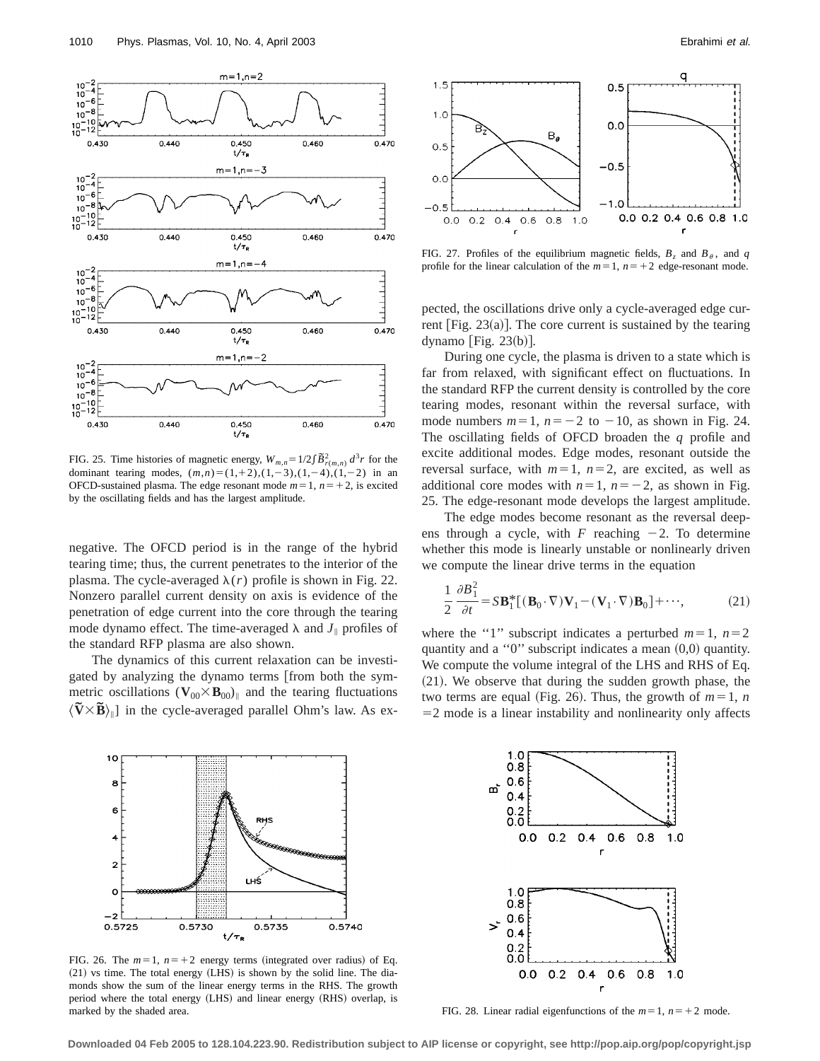FIG. 25. Time histories of magnetic energy, $W_{m,n} = 1/2 \int \tilde{B}^2_{r(m,n)} d^3r$ for the dominant tearing modes, $(m,n) = (1,+2),(1,-3),(1,-4),(1,-2)$ in an OFCD-sustained plasma. The edge resonant mode $m=1$, $n=+2$, is excited by the oscillating fields and has the largest amplitude.

negative. The OFCD period is in the range of the hybrid tearing time; thus, the current penetrates to the interior of the plasma. The cycle-averaged $\lambda(r)$ profile is shown in Fig. 22. Nonzero parallel current density on axis is evidence of the penetration of edge current into the core through the tearing mode dynamo effect. The time-averaged $\lambda$ and $J_{\parallel}$ profiles of the standard RFP plasma are also shown.

The dynamics of this current relaxation can be investigated by analyzing the dynamo terms [from both the symmetric oscillations $(\mathbf{V}_{00} \times \mathbf{B}_{00})_{\parallel}$ and the tearing fluctuations $\langle \tilde{\mathbf{V}} \times \tilde{\mathbf{B}} \rangle_{\parallel}$] in the cycle-averaged parallel Ohm's law. As expected, the oscillations drive only a cycle-averaged edge current [Fig. 23(a)]. The core current is sustained by the tearing dynamo [Fig. 23(b)].

During one cycle, the plasma is driven to a state which is far from relaxed, with significant effect on fluctuations. In the standard RFP the current density is controlled by the core tearing modes, resonant within the reversal surface, with mode numbers $m=1$, $n=-2$ to $-10$, as shown in Fig. 24. The oscillating fields of OFCD broaden the $q$ profile and excite additional modes. Edge modes, resonant outside the reversal surface, with $m=1$, $n=2$, are excited, as well as additional core modes with $n=1$, $n=-2$, as shown in Fig. 25. The edge-resonant mode develops the largest amplitude.

The edge modes become resonant as the reversal deepens through a cycle, with $F$ reaching $-2$. To determine whether this mode is linearly unstable or nonlinearly driven we compute the linear drive terms in the equation

$$\frac{1}{2}\frac{\partial B_1^2}{\partial t} = S\mathbf{B}_1^*[(\mathbf{B}_0 \cdot \nabla)\mathbf{V}_1 - (\mathbf{V}_1 \cdot \nabla)\mathbf{B}_0] + \cdots, \tag{21}$$

where the "1" subscript indicates a perturbed $m=1$, $n=2$ quantity and a "0" subscript indicates a mean $(0,0)$ quantity. We compute the volume integral of the LHS and RHS of Eq. (21). We observe that during the sudden growth phase, the two terms are equal (Fig. 26). Thus, the growth of $m=1$, $n=2$ mode is a linear instability and nonlinearity only affects

FIG. 27. Profiles of the equilibrium magnetic fields, $B_z$ and $B_\theta$, and $q$ profile for the linear calculation of the $m=1$, $n=+2$ edge-resonant mode.

FIG. 26. The $m=1$, $n=+2$ energy terms (integrated over radius) of Eq. (21) vs time. The total energy (LHS) is shown by the solid line. The diamonds show the sum of the linear energy terms in the RHS. The growth period where the total energy (LHS) and linear energy (RHS) overlap, is marked by the shaded area.

FIG. 28. Linear radial eigenfunctions of the $m=1$, $n=+2$ mode.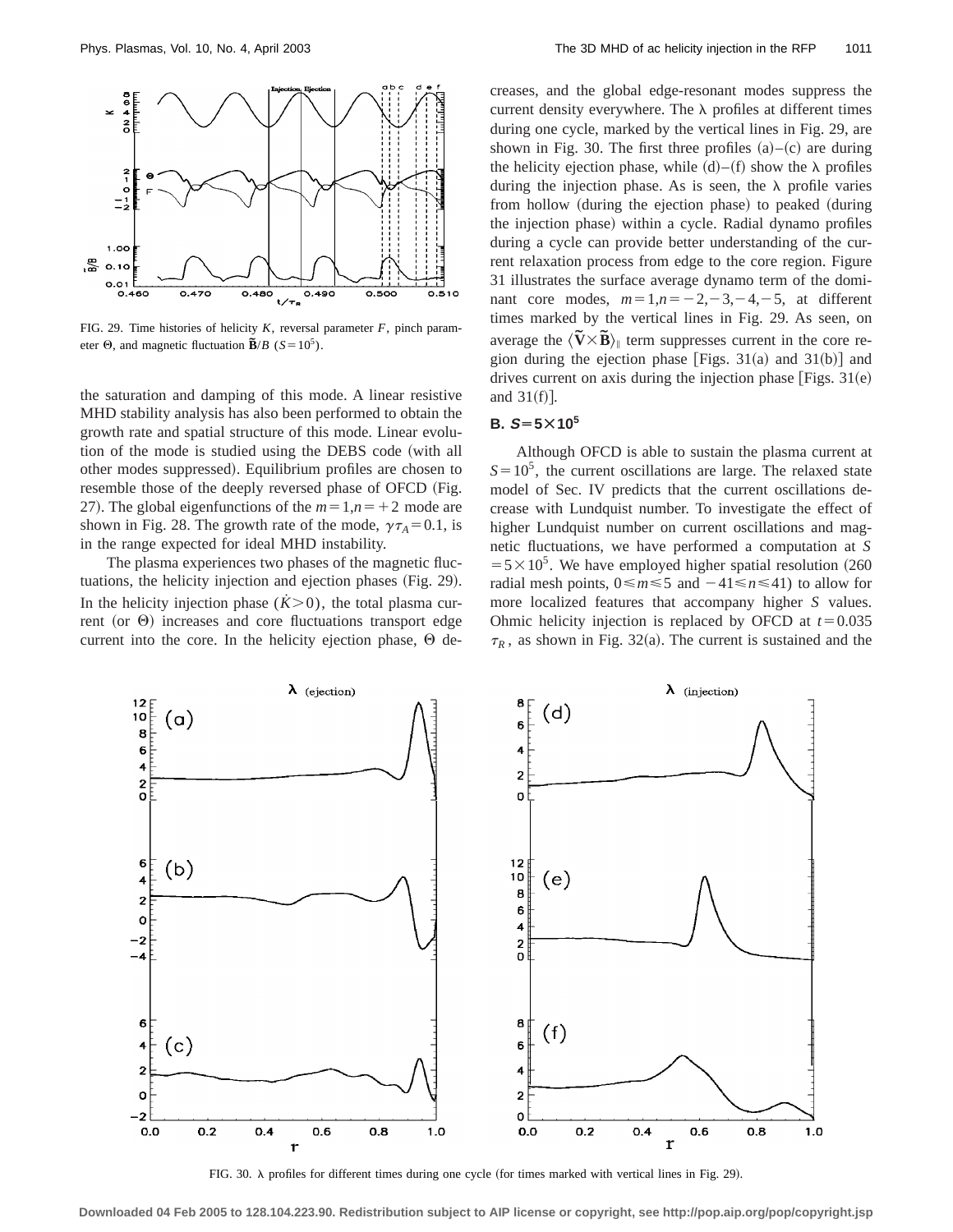FIG. 29. Time histories of helicity $K$, reversal parameter $F$, pinch parameter $\Theta$, and magnetic fluctuation $\tilde{\mathbf{B}}/B$ ($S=10^5$).

the saturation and damping of this mode. A linear resistive MHD stability analysis has also been performed to obtain the growth rate and spatial structure of this mode. Linear evolution of the mode is studied using the DEBS code (with all other modes suppressed). Equilibrium profiles are chosen to resemble those of the deeply reversed phase of OFCD (Fig. 27). The global eigenfunctions of the $m=1,n=+2$ mode are shown in Fig. 28. The growth rate of the mode, $\gamma\tau_A=0.1$, is in the range expected for ideal MHD instability.

The plasma experiences two phases of the magnetic fluctuations, the helicity injection and ejection phases (Fig. 29). In the helicity injection phase ($\dot{K}>0$), the total plasma current (or $\Theta$) increases and core fluctuations transport edge current into the core. In the helicity ejection phase, $\Theta$ decreases, and the global edge-resonant modes suppress the current density everywhere. The $\lambda$ profiles at different times during one cycle, marked by the vertical lines in Fig. 29, are shown in Fig. 30. The first three profiles (a)–(c) are during the helicity ejection phase, while (d)–(f) show the $\lambda$ profiles during the injection phase. As is seen, the $\lambda$ profile varies from hollow (during the ejection phase) to peaked (during the injection phase) within a cycle. Radial dynamo profiles during a cycle can provide better understanding of the current relaxation process from edge to the core region. Figure 31 illustrates the surface average dynamo term of the dominant core modes, $m=1,n=-2,-3,-4,-5$, at different times marked by the vertical lines in Fig. 29. As seen, on average the $\langle\tilde{\mathbf{V}}\times\tilde{\mathbf{B}}\rangle_\parallel$ term suppresses current in the core region during the ejection phase [Figs. 31(a) and 31(b)] and drives current on axis during the injection phase [Figs. 31(e) and 31(f)].

### B. $S=5\times10^5$

Although OFCD is able to sustain the plasma current at $S=10^5$, the current oscillations are large. The relaxed state model of Sec. IV predicts that the current oscillations decrease with Lundquist number. To investigate the effect of higher Lundquist number on current oscillations and magnetic fluctuations, we have performed a computation at $S=5\times10^5$. We have employed higher spatial resolution (260 radial mesh points, $0\leqslant m\leqslant5$ and $-41\leqslant n\leqslant41$) to allow for more localized features that accompany higher $S$ values. Ohmic helicity injection is replaced by OFCD at $t=0.035\ \tau_R$, as shown in Fig. 32(a). The current is sustained and the

FIG. 30. $\lambda$ profiles for different times during one cycle (for times marked with vertical lines in Fig. 29).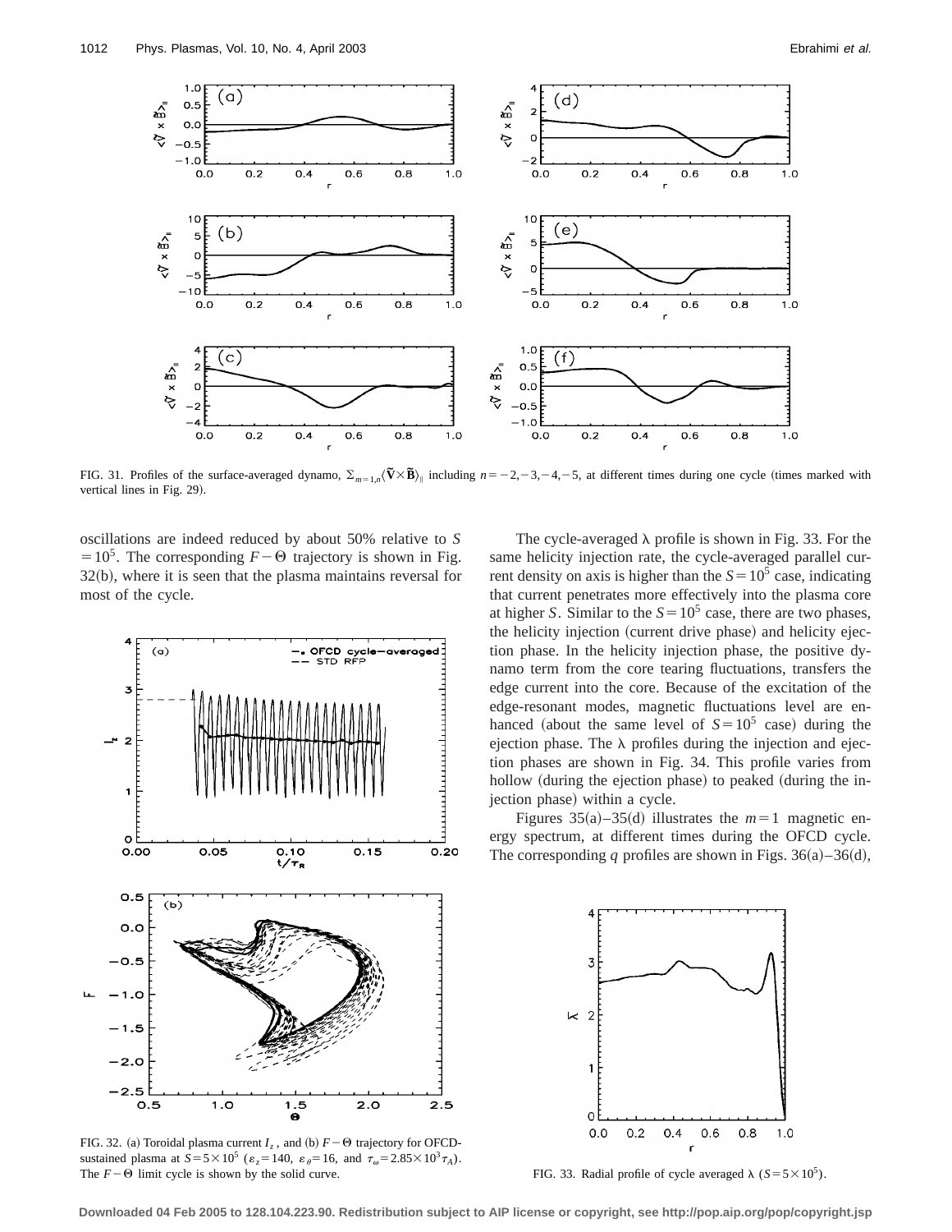FIG. 31. Profiles of the surface-averaged dynamo, $\Sigma_{m=1,n}\langle \tilde{\mathbf{V}} \times \tilde{\mathbf{B}} \rangle_{\parallel}$ including $n=-2,-3,-4,-5$, at different times during one cycle (times marked with vertical lines in Fig. 29).

oscillations are indeed reduced by about 50% relative to $S=10^5$. The corresponding $F-\Theta$ trajectory is shown in Fig. 32(b), where it is seen that the plasma maintains reversal for most of the cycle.

FIG. 32. (a) Toroidal plasma current $I_z$, and (b) $F-\Theta$ trajectory for OFCD-sustained plasma at $S=5\times 10^5$ ($\varepsilon_z=140$, $\varepsilon_\theta=16$, and $\tau_\omega=2.85\times 10^3 \tau_A$). The $F-\Theta$ limit cycle is shown by the solid curve.

The cycle-averaged $\lambda$ profile is shown in Fig. 33. For the same helicity injection rate, the cycle-averaged parallel current density on axis is higher than the $S=10^5$ case, indicating that current penetrates more effectively into the plasma core at higher $S$. Similar to the $S=10^5$ case, there are two phases, the helicity injection (current drive phase) and helicity ejection phase. In the helicity injection phase, the positive dynamo term from the core tearing fluctuations, transfers the edge current into the core. Because of the excitation of the edge-resonant modes, magnetic fluctuations level are enhanced (about the same level of $S=10^5$ case) during the ejection phase. The $\lambda$ profiles during the injection and ejection phases are shown in Fig. 34. This profile varies from hollow (during the ejection phase) to peaked (during the injection phase) within a cycle.

Figures 35(a)–35(d) illustrates the $m=1$ magnetic energy spectrum, at different times during the OFCD cycle. The corresponding $q$ profiles are shown in Figs. 36(a)–36(d),

FIG. 33. Radial profile of cycle averaged $\lambda$ ($S=5\times 10^5$).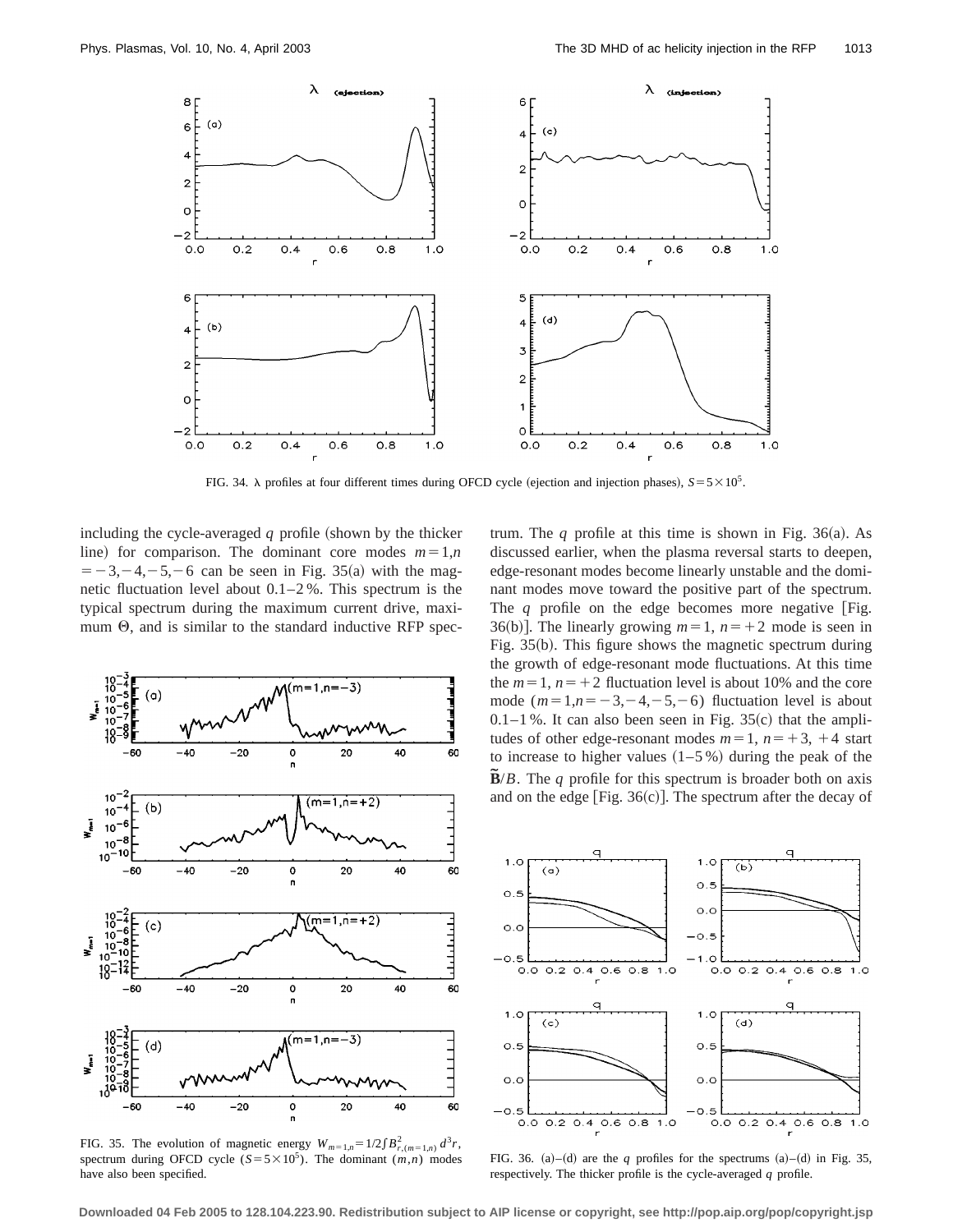FIG. 34. λ profiles at four different times during OFCD cycle (ejection and injection phases), $S=5\times10^5$.

including the cycle-averaged $q$ profile (shown by the thicker line) for comparison. The dominant core modes $m=1,n=-3,-4,-5,-6$ can be seen in Fig. 35(a) with the magnetic fluctuation level about 0.1–2 %. This spectrum is the typical spectrum during the maximum current drive, maximum Θ, and is similar to the standard inductive RFP spectrum. The $q$ profile at this time is shown in Fig. 36(a). As discussed earlier, when the plasma reversal starts to deepen, edge-resonant modes become linearly unstable and the dominant modes move toward the positive part of the spectrum. The $q$ profile on the edge becomes more negative [Fig. 36(b)]. The linearly growing $m=1$, $n=+2$ mode is seen in Fig. 35(b). This figure shows the magnetic spectrum during the growth of edge-resonant mode fluctuations. At this time the $m=1$, $n=+2$ fluctuation level is about 10% and the core mode ($m=1,n=-3,-4,-5,-6$) fluctuation level is about 0.1–1 %. It can also been seen in Fig. 35(c) that the amplitudes of other edge-resonant modes $m=1$, $n=+3$, $+4$ start to increase to higher values (1–5 %) during the peak of the $\tilde{\mathbf{B}}/B$. The $q$ profile for this spectrum is broader both on axis and on the edge [Fig. 36(c)]. The spectrum after the decay of

FIG. 35. The evolution of magnetic energy $W_{m=1,n}=1/2\int B^2_{r,(m=1,n)}\,d^3r$, spectrum during OFCD cycle ($S=5\times10^5$). The dominant $(m,n)$ modes have also been specified.

FIG. 36. (a)–(d) are the $q$ profiles for the spectrums (a)–(d) in Fig. 35, respectively. The thicker profile is the cycle-averaged $q$ profile.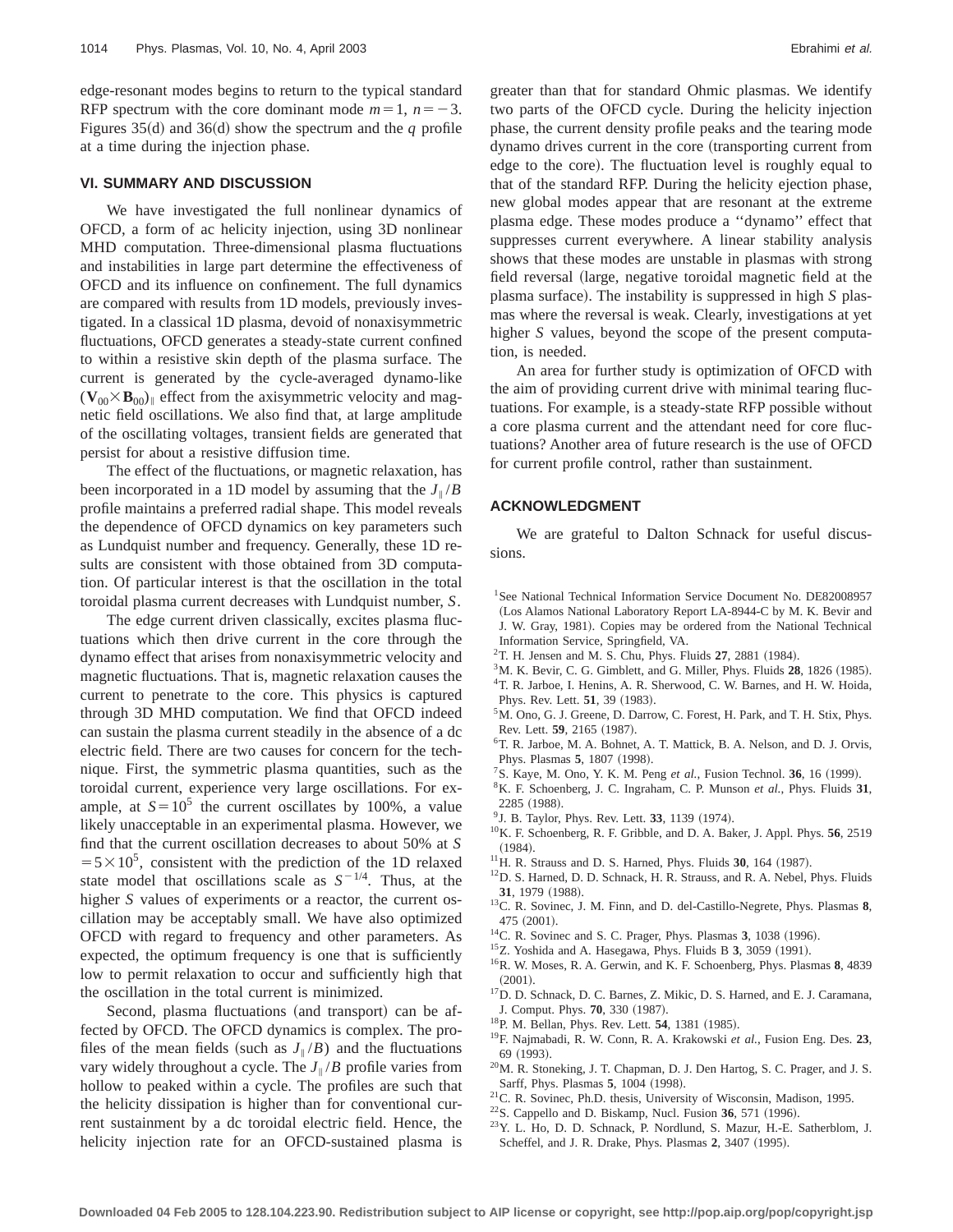edge-resonant modes begins to return to the typical standard RFP spectrum with the core dominant mode $m=1$, $n=-3$. Figures 35(d) and 36(d) show the spectrum and the $q$ profile at a time during the injection phase.

## VI. SUMMARY AND DISCUSSION

We have investigated the full nonlinear dynamics of OFCD, a form of ac helicity injection, using 3D nonlinear MHD computation. Three-dimensional plasma fluctuations and instabilities in large part determine the effectiveness of OFCD and its influence on confinement. The full dynamics are compared with results from 1D models, previously investigated. In a classical 1D plasma, devoid of nonaxisymmetric fluctuations, OFCD generates a steady-state current confined to within a resistive skin depth of the plasma surface. The current is generated by the cycle-averaged dynamo-like $(\mathbf{V}_{00}\times\mathbf{B}_{00})_{\parallel}$ effect from the axisymmetric velocity and magnetic field oscillations. We also find that, at large amplitude of the oscillating voltages, transient fields are generated that persist for about a resistive diffusion time.

The effect of the fluctuations, or magnetic relaxation, has been incorporated in a 1D model by assuming that the $J_{\parallel}/B$ profile maintains a preferred radial shape. This model reveals the dependence of OFCD dynamics on key parameters such as Lundquist number and frequency. Generally, these 1D results are consistent with those obtained from 3D computation. Of particular interest is that the oscillation in the total toroidal plasma current decreases with Lundquist number, $S$.

The edge current driven classically, excites plasma fluctuations which then drive current in the core through the dynamo effect that arises from nonaxisymmetric velocity and magnetic fluctuations. That is, magnetic relaxation causes the current to penetrate to the core. This physics is captured through 3D MHD computation. We find that OFCD indeed can sustain the plasma current steadily in the absence of a dc electric field. There are two causes for concern for the technique. First, the symmetric plasma quantities, such as the toroidal current, experience very large oscillations. For example, at $S=10^{5}$ the current oscillates by 100%, a value likely unacceptable in an experimental plasma. However, we find that the current oscillation decreases to about 50% at $S=5\times10^{5}$, consistent with the prediction of the 1D relaxed state model that oscillations scale as $S^{-1/4}$. Thus, at the higher $S$ values of experiments or a reactor, the current oscillation may be acceptably small. We have also optimized OFCD with regard to frequency and other parameters. As expected, the optimum frequency is one that is sufficiently low to permit relaxation to occur and sufficiently high that the oscillation in the total current is minimized.

Second, plasma fluctuations (and transport) can be affected by OFCD. The OFCD dynamics is complex. The profiles of the mean fields (such as $J_{\parallel}/B$) and the fluctuations vary widely throughout a cycle. The $J_{\parallel}/B$ profile varies from hollow to peaked within a cycle. The profiles are such that the helicity dissipation is higher than for conventional current sustainment by a dc toroidal electric field. Hence, the helicity injection rate for an OFCD-sustained plasma is greater than that for standard Ohmic plasmas. We identify two parts of the OFCD cycle. During the helicity injection phase, the current density profile peaks and the tearing mode dynamo drives current in the core (transporting current from edge to the core). The fluctuation level is roughly equal to that of the standard RFP. During the helicity ejection phase, new global modes appear that are resonant at the extreme plasma edge. These modes produce a ''dynamo'' effect that suppresses current everywhere. A linear stability analysis shows that these modes are unstable in plasmas with strong field reversal (large, negative toroidal magnetic field at the plasma surface). The instability is suppressed in high $S$ plasmas where the reversal is weak. Clearly, investigations at yet higher $S$ values, beyond the scope of the present computation, is needed.

An area for further study is optimization of OFCD with the aim of providing current drive with minimal tearing fluctuations. For example, is a steady-state RFP possible without a core plasma current and the attendant need for core fluctuations? Another area of future research is the use of OFCD for current profile control, rather than sustainment.

## ACKNOWLEDGMENT

We are grateful to Dalton Schnack for useful discussions.

[1] See National Technical Information Service Document No. DE82008957 (Los Alamos National Laboratory Report LA-8944-C by M. K. Bevir and J. W. Gray, 1981). Copies may be ordered from the National Technical Information Service, Springfield, VA.

[2] T. H. Jensen and M. S. Chu, Phys. Fluids **27**, 2881 (1984).

[3] M. K. Bevir, C. G. Gimblett, and G. Miller, Phys. Fluids **28**, 1826 (1985).

[4] T. R. Jarboe, I. Henins, A. R. Sherwood, C. W. Barnes, and H. W. Hoida, Phys. Rev. Lett. **51**, 39 (1983).

[5] M. Ono, G. J. Greene, D. Darrow, C. Forest, H. Park, and T. H. Stix, Phys. Rev. Lett. **59**, 2165 (1987).

[6] T. R. Jarboe, M. A. Bohnet, A. T. Mattick, B. A. Nelson, and D. J. Orvis, Phys. Plasmas **5**, 1807 (1998).

[7] S. Kaye, M. Ono, Y. K. M. Peng *et al.*, Fusion Technol. **36**, 16 (1999).

[8] K. F. Schoenberg, J. C. Ingraham, C. P. Munson *et al.*, Phys. Fluids **31**, 2285 (1988).

[9] J. B. Taylor, Phys. Rev. Lett. **33**, 1139 (1974).

[10] K. F. Schoenberg, R. F. Gribble, and D. A. Baker, J. Appl. Phys. **56**, 2519 (1984).

[11] H. R. Strauss and D. S. Harned, Phys. Fluids **30**, 164 (1987).

[12] D. S. Harned, D. D. Schnack, H. R. Strauss, and R. A. Nebel, Phys. Fluids **31**, 1979 (1988).

[13] C. R. Sovinec, J. M. Finn, and D. del-Castillo-Negrete, Phys. Plasmas **8**, 475 (2001).

[14] C. R. Sovinec and S. C. Prager, Phys. Plasmas **3**, 1038 (1996).

[15] Z. Yoshida and A. Hasegawa, Phys. Fluids B **3**, 3059 (1991).

[16] R. W. Moses, R. A. Gerwin, and K. F. Schoenberg, Phys. Plasmas **8**, 4839 (2001).

[17] D. D. Schnack, D. C. Barnes, Z. Mikic, D. S. Harned, and E. J. Caramana, J. Comput. Phys. **70**, 330 (1987).

[18] P. M. Bellan, Phys. Rev. Lett. **54**, 1381 (1985).

[19] F. Najmabadi, R. W. Conn, R. A. Krakowski *et al.*, Fusion Eng. Des. **23**, 69 (1993).

[20] M. R. Stoneking, J. T. Chapman, D. J. Den Hartog, S. C. Prager, and J. S. Sarff, Phys. Plasmas **5**, 1004 (1998).

[21] C. R. Sovinec, Ph.D. thesis, University of Wisconsin, Madison, 1995.

[22] S. Cappello and D. Biskamp, Nucl. Fusion **36**, 571 (1996).

[23] Y. L. Ho, D. D. Schnack, P. Nordlund, S. Mazur, H.-E. Satherblom, J. Scheffel, and J. R. Drake, Phys. Plasmas **2**, 3407 (1995).